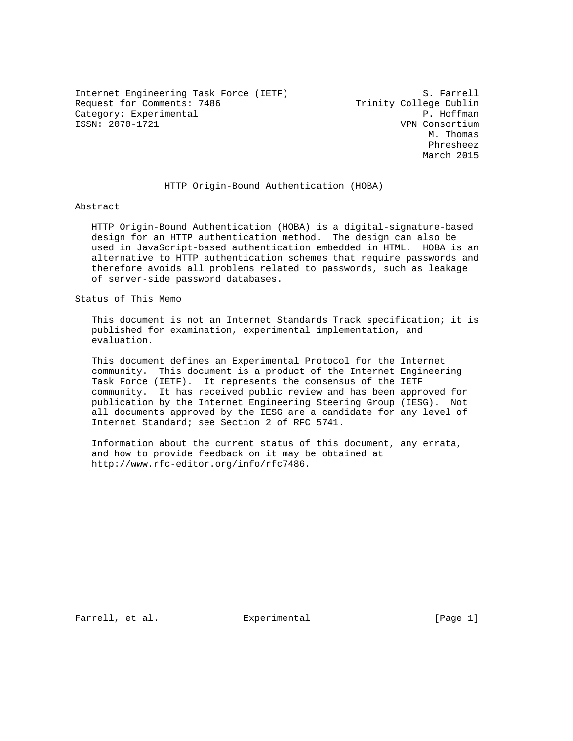Internet Engineering Task Force (IETF) S. Farrell
Request for Comments: 7486 Trinity College Dublin
Category: Experimental P. Hoffman
ISSN: 2070-1721 VPN Consortium
M. Thomas
Phresheez
March 2015

# HTTP Origin-Bound Authentication (HOBA)

## Abstract

HTTP Origin-Bound Authentication (HOBA) is a digital-signature-based design for an HTTP authentication method. The design can also be used in JavaScript-based authentication embedded in HTML. HOBA is an alternative to HTTP authentication schemes that require passwords and therefore avoids all problems related to passwords, such as leakage of server-side password databases.

## Status of This Memo

This document is not an Internet Standards Track specification; it is published for examination, experimental implementation, and evaluation.

This document defines an Experimental Protocol for the Internet community. This document is a product of the Internet Engineering Task Force (IETF). It represents the consensus of the IETF community. It has received public review and has been approved for publication by the Internet Engineering Steering Group (IESG). Not all documents approved by the IESG are a candidate for any level of Internet Standard; see Section 2 of RFC 5741.

Information about the current status of this document, any errata, and how to provide feedback on it may be obtained at http://www.rfc-editor.org/info/rfc7486.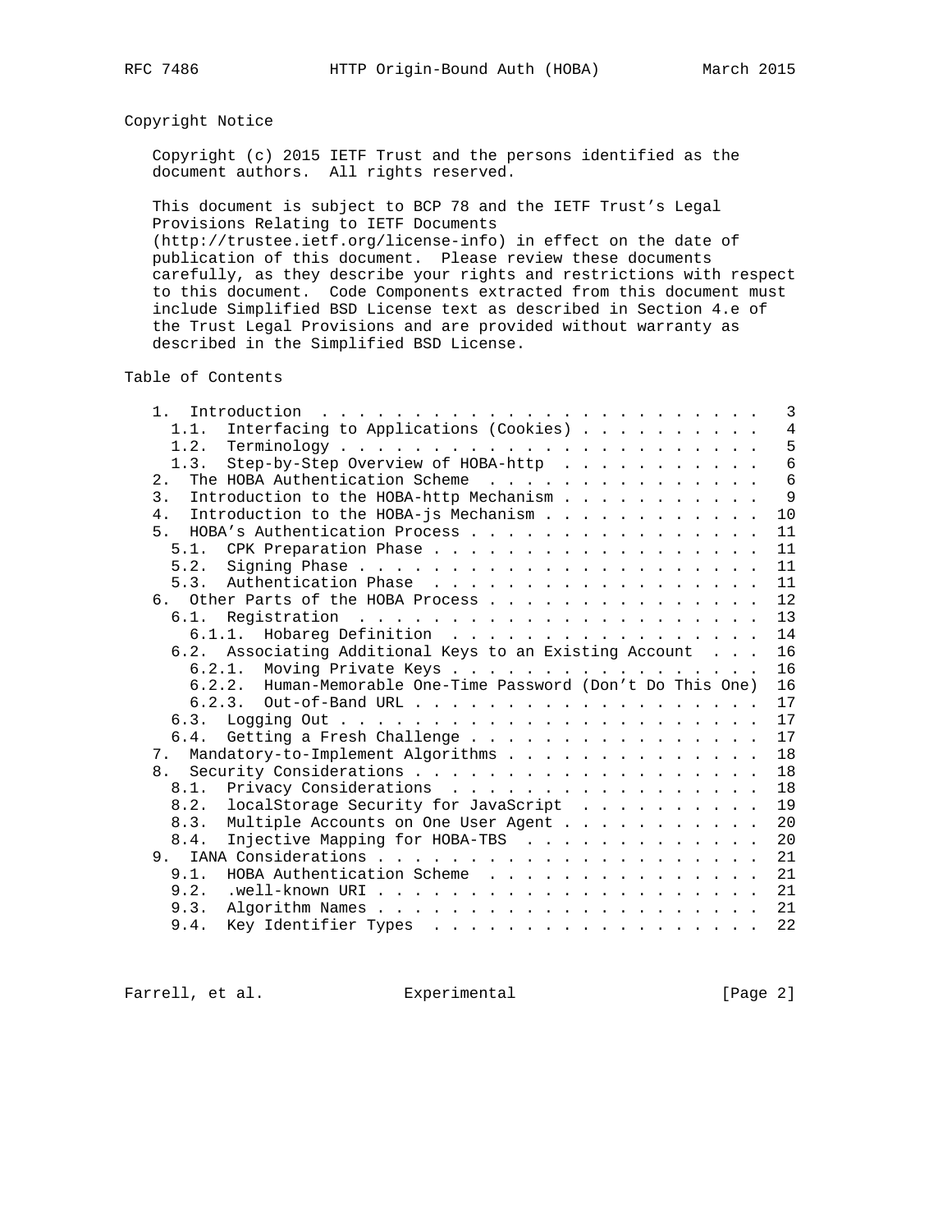## Copyright Notice

Copyright (c) 2015 IETF Trust and the persons identified as the document authors. All rights reserved.

This document is subject to BCP 78 and the IETF Trust's Legal Provisions Relating to IETF Documents (http://trustee.ietf.org/license-info) in effect on the date of publication of this document. Please review these documents carefully, as they describe your rights and restrictions with respect to this document. Code Components extracted from this document must include Simplified BSD License text as described in Section 4.e of the Trust Legal Provisions and are provided without warranty as described in the Simplified BSD License.

## Table of Contents

```
   1.  Introduction . . . . . . . . . . . . . . . . . . . . . . . .   3
     1.1.  Interfacing to Applications (Cookies) . . . . . . . . . .   4
     1.2.  Terminology . . . . . . . . . . . . . . . . . . . . . . .   5
     1.3.  Step-by-Step Overview of HOBA-http  . . . . . . . . . . .   6
   2.  The HOBA Authentication Scheme  . . . . . . . . . . . . . . .   6
   3.  Introduction to the HOBA-http Mechanism . . . . . . . . . . .   9
   4.  Introduction to the HOBA-js Mechanism . . . . . . . . . . . .  10
   5.  HOBA's Authentication Process . . . . . . . . . . . . . . . .  11
     5.1.  CPK Preparation Phase . . . . . . . . . . . . . . . . . .  11
     5.2.  Signing Phase . . . . . . . . . . . . . . . . . . . . . .  11
     5.3.  Authentication Phase  . . . . . . . . . . . . . . . . . .  11
   6.  Other Parts of the HOBA Process . . . . . . . . . . . . . . .  12
     6.1.  Registration  . . . . . . . . . . . . . . . . . . . . . .  13
       6.1.1.  Hobareg Definition  . . . . . . . . . . . . . . . . .  14
     6.2.  Associating Additional Keys to an Existing Account  . . .  16
       6.2.1.  Moving Private Keys . . . . . . . . . . . . . . . . .  16
       6.2.2.  Human-Memorable One-Time Password (Don't Do This One)  16
       6.2.3.  Out-of-Band URL . . . . . . . . . . . . . . . . . . .  17
     6.3.  Logging Out . . . . . . . . . . . . . . . . . . . . . . .  17
     6.4.  Getting a Fresh Challenge . . . . . . . . . . . . . . . .  17
   7.  Mandatory-to-Implement Algorithms . . . . . . . . . . . . . .  18
   8.  Security Considerations . . . . . . . . . . . . . . . . . . .  18
     8.1.  Privacy Considerations  . . . . . . . . . . . . . . . . .  18
     8.2.  localStorage Security for JavaScript  . . . . . . . . . .  19
     8.3.  Multiple Accounts on One User Agent . . . . . . . . . . .  20
     8.4.  Injective Mapping for HOBA-TBS  . . . . . . . . . . . . .  20
   9.  IANA Considerations . . . . . . . . . . . . . . . . . . . . .  21
     9.1.  HOBA Authentication Scheme  . . . . . . . . . . . . . . .  21
     9.2.  .well-known URI . . . . . . . . . . . . . . . . . . . . .  21
     9.3.  Algorithm Names . . . . . . . . . . . . . . . . . . . . .  21
     9.4.  Key Identifier Types  . . . . . . . . . . . . . . . . . .  22
```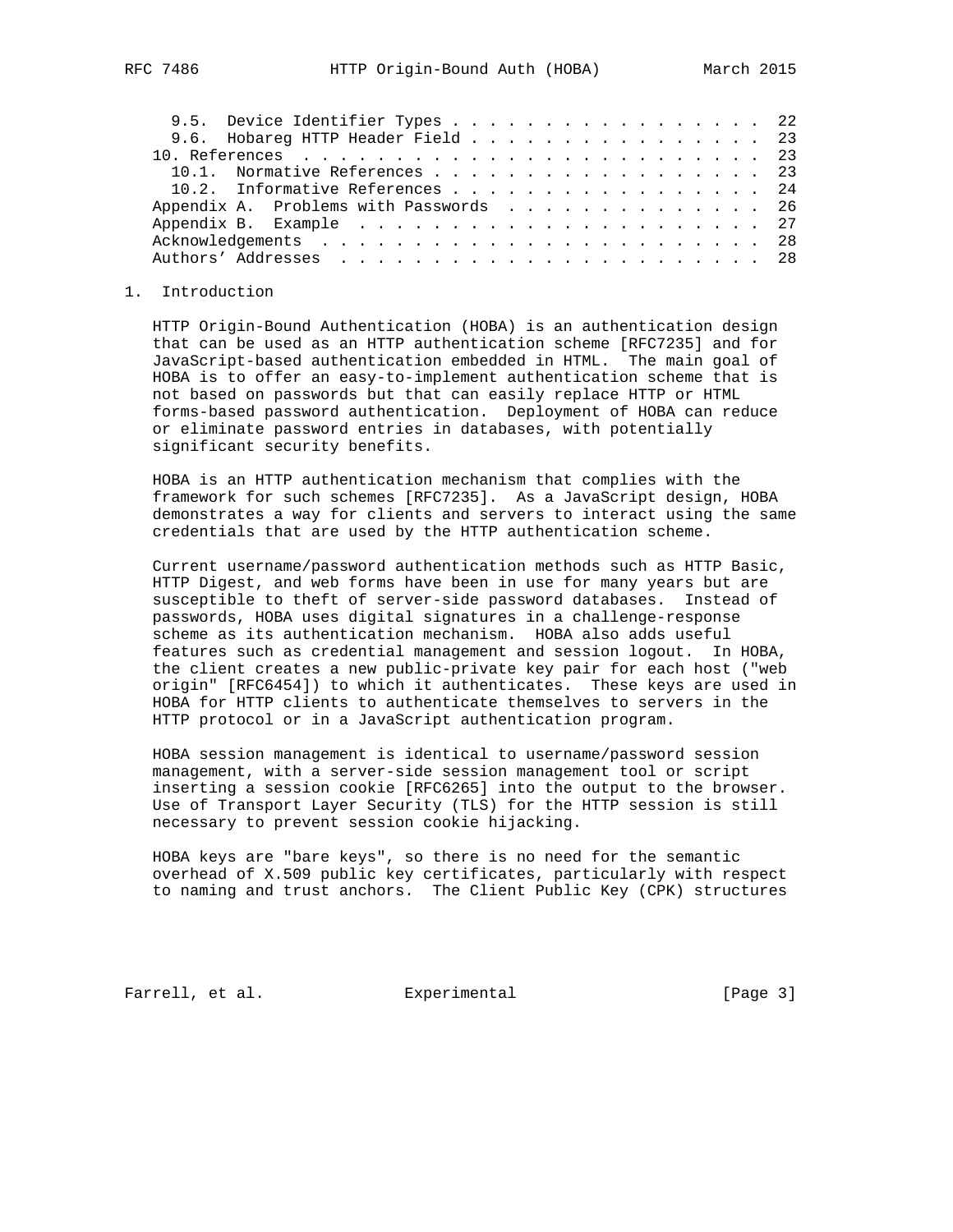9.5.  Device Identifier Types . . . . . . . . . . . . . . . . . .  22
   9.6.  Hobareg HTTP Header Field . . . . . . . . . . . . . . . . .  23
   10. References  . . . . . . . . . . . . . . . . . . . . . . . . .  23
   10.1.  Normative References . . . . . . . . . . . . . . . . . . .  23
   10.2.  Informative References . . . . . . . . . . . . . . . . . .  24
   Appendix A.  Problems with Passwords  . . . . . . . . . . . . . .  26
   Appendix B.  Example  . . . . . . . . . . . . . . . . . . . . . .  27
   Acknowledgements  . . . . . . . . . . . . . . . . . . . . . . . .  28
   Authors' Addresses  . . . . . . . . . . . . . . . . . . . . . . .  28

## 1. Introduction

HTTP Origin-Bound Authentication (HOBA) is an authentication design that can be used as an HTTP authentication scheme [RFC7235] and for JavaScript-based authentication embedded in HTML. The main goal of HOBA is to offer an easy-to-implement authentication scheme that is not based on passwords but that can easily replace HTTP or HTML forms-based password authentication. Deployment of HOBA can reduce or eliminate password entries in databases, with potentially significant security benefits.

HOBA is an HTTP authentication mechanism that complies with the framework for such schemes [RFC7235]. As a JavaScript design, HOBA demonstrates a way for clients and servers to interact using the same credentials that are used by the HTTP authentication scheme.

Current username/password authentication methods such as HTTP Basic, HTTP Digest, and web forms have been in use for many years but are susceptible to theft of server-side password databases. Instead of passwords, HOBA uses digital signatures in a challenge-response scheme as its authentication mechanism. HOBA also adds useful features such as credential management and session logout. In HOBA, the client creates a new public-private key pair for each host ("web origin" [RFC6454]) to which it authenticates. These keys are used in HOBA for HTTP clients to authenticate themselves to servers in the HTTP protocol or in a JavaScript authentication program.

HOBA session management is identical to username/password session management, with a server-side session management tool or script inserting a session cookie [RFC6265] into the output to the browser. Use of Transport Layer Security (TLS) for the HTTP session is still necessary to prevent session cookie hijacking.

HOBA keys are "bare keys", so there is no need for the semantic overhead of X.509 public key certificates, particularly with respect to naming and trust anchors. The Client Public Key (CPK) structures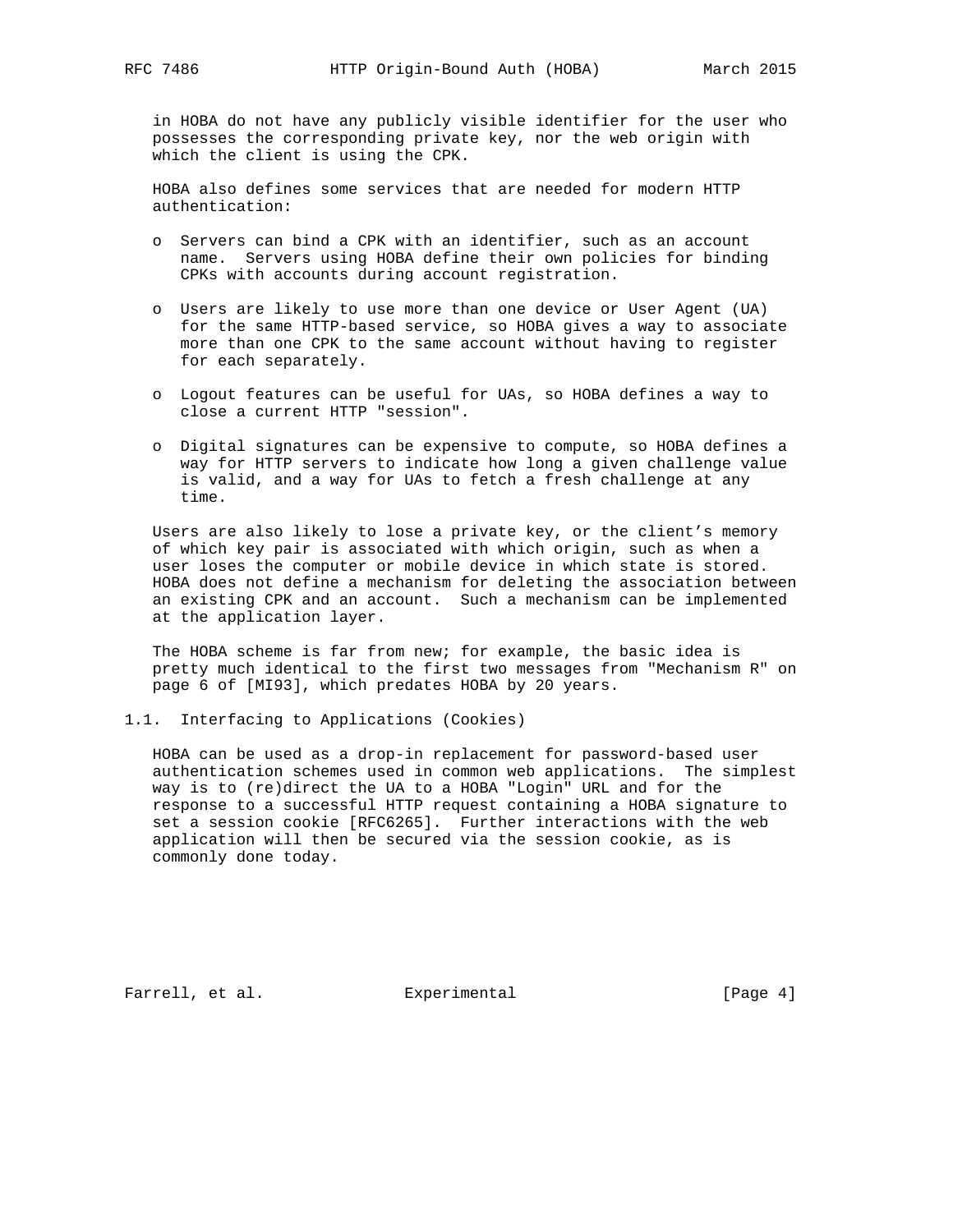in HOBA do not have any publicly visible identifier for the user who possesses the corresponding private key, nor the web origin with which the client is using the CPK.

HOBA also defines some services that are needed for modern HTTP authentication:

- Servers can bind a CPK with an identifier, such as an account name. Servers using HOBA define their own policies for binding CPKs with accounts during account registration.
- Users are likely to use more than one device or User Agent (UA) for the same HTTP-based service, so HOBA gives a way to associate more than one CPK to the same account without having to register for each separately.
- Logout features can be useful for UAs, so HOBA defines a way to close a current HTTP "session".
- Digital signatures can be expensive to compute, so HOBA defines a way for HTTP servers to indicate how long a given challenge value is valid, and a way for UAs to fetch a fresh challenge at any time.

Users are also likely to lose a private key, or the client's memory of which key pair is associated with which origin, such as when a user loses the computer or mobile device in which state is stored. HOBA does not define a mechanism for deleting the association between an existing CPK and an account. Such a mechanism can be implemented at the application layer.

The HOBA scheme is far from new; for example, the basic idea is pretty much identical to the first two messages from "Mechanism R" on page 6 of [MI93], which predates HOBA by 20 years.

## 1.1. Interfacing to Applications (Cookies)

HOBA can be used as a drop-in replacement for password-based user authentication schemes used in common web applications. The simplest way is to (re)direct the UA to a HOBA "Login" URL and for the response to a successful HTTP request containing a HOBA signature to set a session cookie [RFC6265]. Further interactions with the web application will then be secured via the session cookie, as is commonly done today.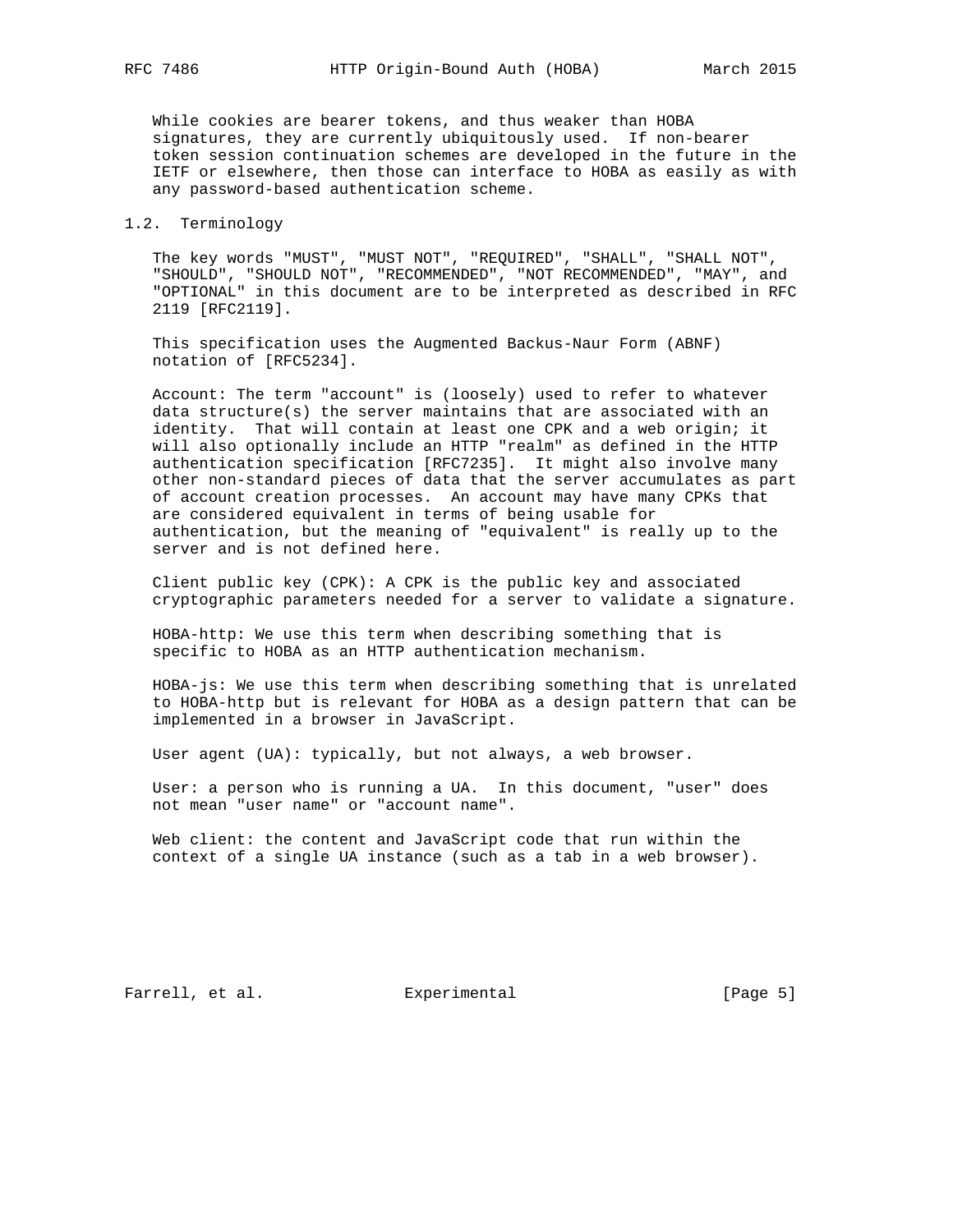While cookies are bearer tokens, and thus weaker than HOBA signatures, they are currently ubiquitously used. If non-bearer token session continuation schemes are developed in the future in the IETF or elsewhere, then those can interface to HOBA as easily as with any password-based authentication scheme.

## 1.2. Terminology

The key words "MUST", "MUST NOT", "REQUIRED", "SHALL", "SHALL NOT", "SHOULD", "SHOULD NOT", "RECOMMENDED", "NOT RECOMMENDED", "MAY", and "OPTIONAL" in this document are to be interpreted as described in RFC 2119 [RFC2119].

This specification uses the Augmented Backus-Naur Form (ABNF) notation of [RFC5234].

Account: The term "account" is (loosely) used to refer to whatever data structure(s) the server maintains that are associated with an identity. That will contain at least one CPK and a web origin; it will also optionally include an HTTP "realm" as defined in the HTTP authentication specification [RFC7235]. It might also involve many other non-standard pieces of data that the server accumulates as part of account creation processes. An account may have many CPKs that are considered equivalent in terms of being usable for authentication, but the meaning of "equivalent" is really up to the server and is not defined here.

Client public key (CPK): A CPK is the public key and associated cryptographic parameters needed for a server to validate a signature.

HOBA-http: We use this term when describing something that is specific to HOBA as an HTTP authentication mechanism.

HOBA-js: We use this term when describing something that is unrelated to HOBA-http but is relevant for HOBA as a design pattern that can be implemented in a browser in JavaScript.

User agent (UA): typically, but not always, a web browser.

User: a person who is running a UA. In this document, "user" does not mean "user name" or "account name".

Web client: the content and JavaScript code that run within the context of a single UA instance (such as a tab in a web browser).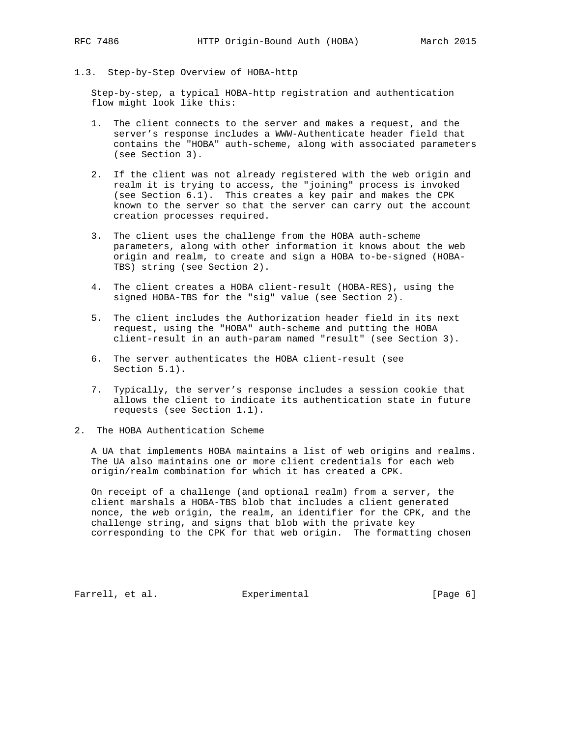### 1.3. Step-by-Step Overview of HOBA-http

Step-by-step, a typical HOBA-http registration and authentication flow might look like this:

1. The client connects to the server and makes a request, and the server's response includes a WWW-Authenticate header field that contains the "HOBA" auth-scheme, along with associated parameters (see Section 3).

2. If the client was not already registered with the web origin and realm it is trying to access, the "joining" process is invoked (see Section 6.1). This creates a key pair and makes the CPK known to the server so that the server can carry out the account creation processes required.

3. The client uses the challenge from the HOBA auth-scheme parameters, along with other information it knows about the web origin and realm, to create and sign a HOBA to-be-signed (HOBA-TBS) string (see Section 2).

4. The client creates a HOBA client-result (HOBA-RES), using the signed HOBA-TBS for the "sig" value (see Section 2).

5. The client includes the Authorization header field in its next request, using the "HOBA" auth-scheme and putting the HOBA client-result in an auth-param named "result" (see Section 3).

6. The server authenticates the HOBA client-result (see Section 5.1).

7. Typically, the server's response includes a session cookie that allows the client to indicate its authentication state in future requests (see Section 1.1).

## 2. The HOBA Authentication Scheme

A UA that implements HOBA maintains a list of web origins and realms. The UA also maintains one or more client credentials for each web origin/realm combination for which it has created a CPK.

On receipt of a challenge (and optional realm) from a server, the client marshals a HOBA-TBS blob that includes a client generated nonce, the web origin, the realm, an identifier for the CPK, and the challenge string, and signs that blob with the private key corresponding to the CPK for that web origin. The formatting chosen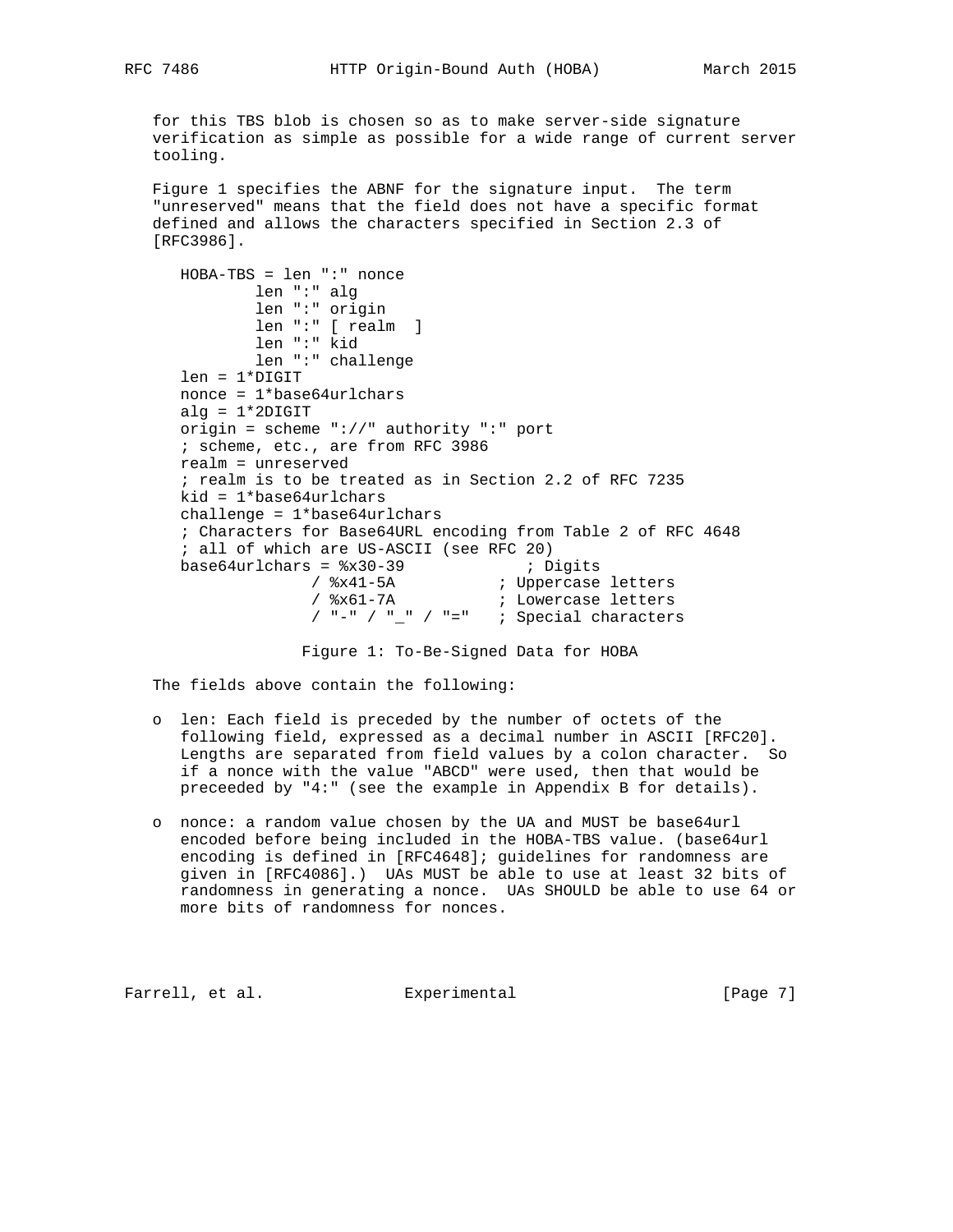for this TBS blob is chosen so as to make server-side signature verification as simple as possible for a wide range of current server tooling.

Figure 1 specifies the ABNF for the signature input. The term "unreserved" means that the field does not have a specific format defined and allows the characters specified in Section 2.3 of [RFC3986].

```
HOBA-TBS = len ":" nonce
        len ":" alg
        len ":" origin
        len ":" [ realm  ]
        len ":" kid
        len ":" challenge
len = 1*DIGIT
nonce = 1*base64urlchars
alg = 1*2DIGIT
origin = scheme "://" authority ":" port
; scheme, etc., are from RFC 3986
realm = unreserved
; realm is to be treated as in Section 2.2 of RFC 7235
kid = 1*base64urlchars
challenge = 1*base64urlchars
; Characters for Base64URL encoding from Table 2 of RFC 4648
; all of which are US-ASCII (see RFC 20)
base64urlchars = %x30-39            ; Digits
              / %x41-5A           ; Uppercase letters
              / %x61-7A           ; Lowercase letters
              / "-" / "_" / "="   ; Special characters
```

Figure 1: To-Be-Signed Data for HOBA

The fields above contain the following:

- len: Each field is preceded by the number of octets of the following field, expressed as a decimal number in ASCII [RFC20]. Lengths are separated from field values by a colon character. So if a nonce with the value "ABCD" were used, then that would be preceeded by "4:" (see the example in Appendix B for details).

- nonce: a random value chosen by the UA and MUST be base64url encoded before being included in the HOBA-TBS value. (base64url encoding is defined in [RFC4648]; guidelines for randomness are given in [RFC4086].) UAs MUST be able to use at least 32 bits of randomness in generating a nonce. UAs SHOULD be able to use 64 or more bits of randomness for nonces.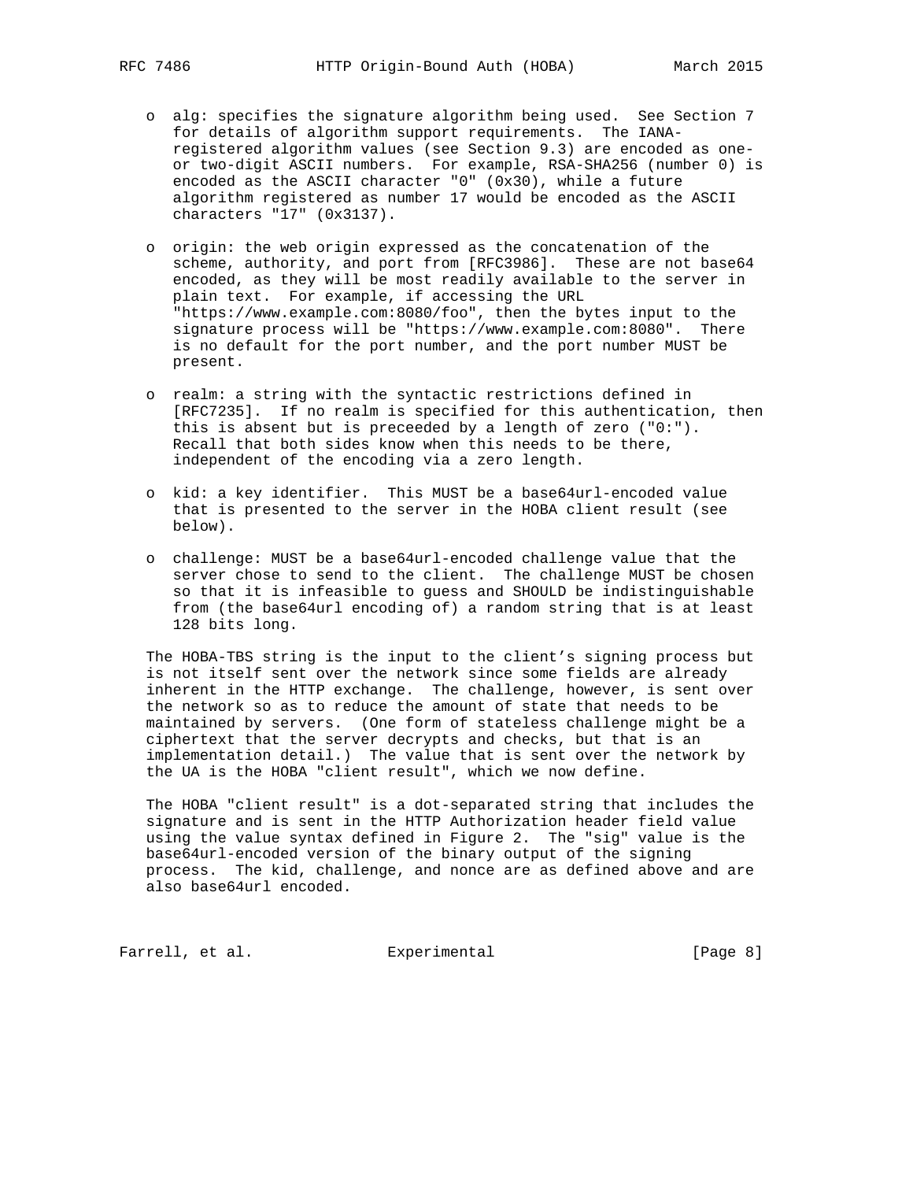- alg: specifies the signature algorithm being used. See Section 7 for details of algorithm support requirements. The IANA-registered algorithm values (see Section 9.3) are encoded as one- or two-digit ASCII numbers. For example, RSA-SHA256 (number 0) is encoded as the ASCII character "0" (0x30), while a future algorithm registered as number 17 would be encoded as the ASCII characters "17" (0x3137).

- origin: the web origin expressed as the concatenation of the scheme, authority, and port from [RFC3986]. These are not base64 encoded, as they will be most readily available to the server in plain text. For example, if accessing the URL "https://www.example.com:8080/foo", then the bytes input to the signature process will be "https://www.example.com:8080". There is no default for the port number, and the port number MUST be present.

- realm: a string with the syntactic restrictions defined in [RFC7235]. If no realm is specified for this authentication, then this is absent but is preceeded by a length of zero ("0:"). Recall that both sides know when this needs to be there, independent of the encoding via a zero length.

- kid: a key identifier. This MUST be a base64url-encoded value that is presented to the server in the HOBA client result (see below).

- challenge: MUST be a base64url-encoded challenge value that the server chose to send to the client. The challenge MUST be chosen so that it is infeasible to guess and SHOULD be indistinguishable from (the base64url encoding of) a random string that is at least 128 bits long.

The HOBA-TBS string is the input to the client's signing process but is not itself sent over the network since some fields are already inherent in the HTTP exchange. The challenge, however, is sent over the network so as to reduce the amount of state that needs to be maintained by servers. (One form of stateless challenge might be a ciphertext that the server decrypts and checks, but that is an implementation detail.) The value that is sent over the network by the UA is the HOBA "client result", which we now define.

The HOBA "client result" is a dot-separated string that includes the signature and is sent in the HTTP Authorization header field value using the value syntax defined in Figure 2. The "sig" value is the base64url-encoded version of the binary output of the signing process. The kid, challenge, and nonce are as defined above and are also base64url encoded.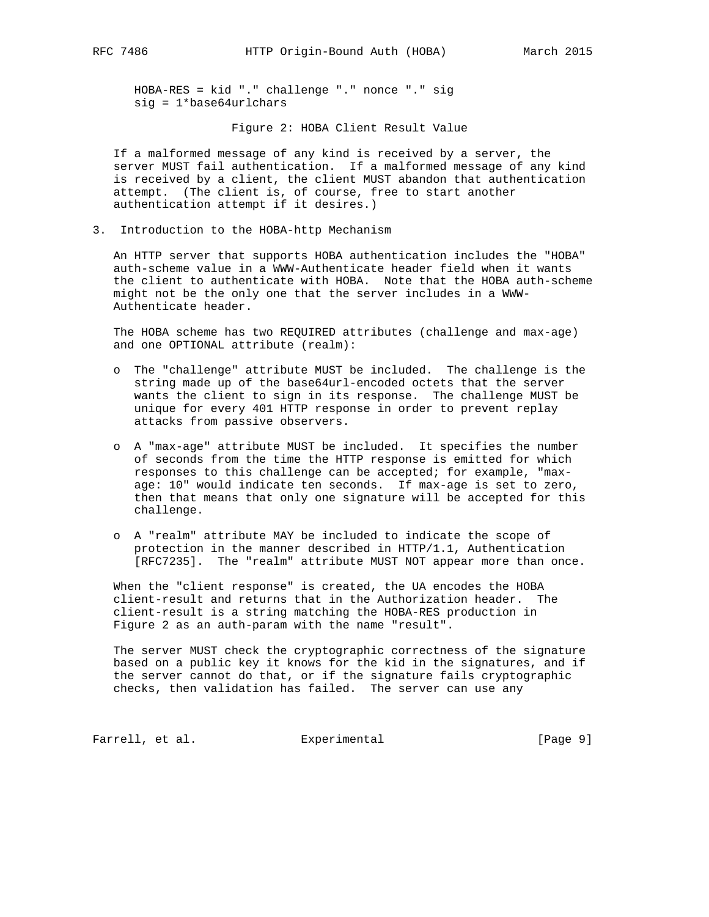```
HOBA-RES = kid "." challenge "." nonce "." sig
sig = 1*base64urlchars
```

Figure 2: HOBA Client Result Value

If a malformed message of any kind is received by a server, the server MUST fail authentication. If a malformed message of any kind is received by a client, the client MUST abandon that authentication attempt. (The client is, of course, free to start another authentication attempt if it desires.)

## 3. Introduction to the HOBA-http Mechanism

An HTTP server that supports HOBA authentication includes the "HOBA" auth-scheme value in a WWW-Authenticate header field when it wants the client to authenticate with HOBA. Note that the HOBA auth-scheme might not be the only one that the server includes in a WWW-Authenticate header.

The HOBA scheme has two REQUIRED attributes (challenge and max-age) and one OPTIONAL attribute (realm):

- The "challenge" attribute MUST be included. The challenge is the string made up of the base64url-encoded octets that the server wants the client to sign in its response. The challenge MUST be unique for every 401 HTTP response in order to prevent replay attacks from passive observers.
- A "max-age" attribute MUST be included. It specifies the number of seconds from the time the HTTP response is emitted for which responses to this challenge can be accepted; for example, "max-age: 10" would indicate ten seconds. If max-age is set to zero, then that means that only one signature will be accepted for this challenge.
- A "realm" attribute MAY be included to indicate the scope of protection in the manner described in HTTP/1.1, Authentication [RFC7235]. The "realm" attribute MUST NOT appear more than once.

When the "client response" is created, the UA encodes the HOBA client-result and returns that in the Authorization header. The client-result is a string matching the HOBA-RES production in Figure 2 as an auth-param with the name "result".

The server MUST check the cryptographic correctness of the signature based on a public key it knows for the kid in the signatures, and if the server cannot do that, or if the signature fails cryptographic checks, then validation has failed. The server can use any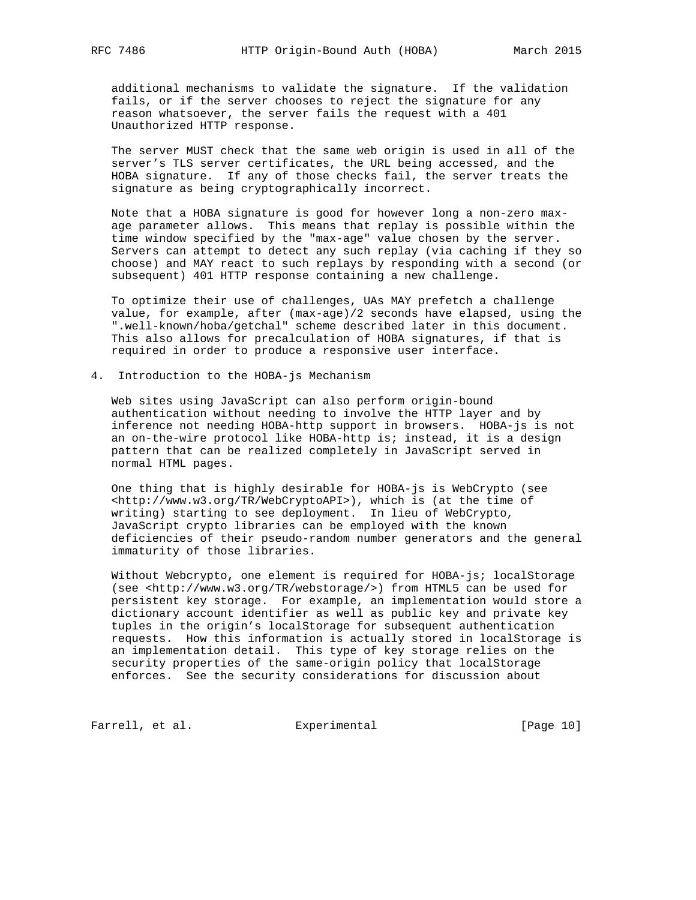additional mechanisms to validate the signature. If the validation fails, or if the server chooses to reject the signature for any reason whatsoever, the server fails the request with a 401 Unauthorized HTTP response.

The server MUST check that the same web origin is used in all of the server's TLS server certificates, the URL being accessed, and the HOBA signature. If any of those checks fail, the server treats the signature as being cryptographically incorrect.

Note that a HOBA signature is good for however long a non-zero max-age parameter allows. This means that replay is possible within the time window specified by the "max-age" value chosen by the server. Servers can attempt to detect any such replay (via caching if they so choose) and MAY react to such replays by responding with a second (or subsequent) 401 HTTP response containing a new challenge.

To optimize their use of challenges, UAs MAY prefetch a challenge value, for example, after (max-age)/2 seconds have elapsed, using the ".well-known/hoba/getchal" scheme described later in this document. This also allows for precalculation of HOBA signatures, if that is required in order to produce a responsive user interface.

## 4. Introduction to the HOBA-js Mechanism

Web sites using JavaScript can also perform origin-bound authentication without needing to involve the HTTP layer and by inference not needing HOBA-http support in browsers. HOBA-js is not an on-the-wire protocol like HOBA-http is; instead, it is a design pattern that can be realized completely in JavaScript served in normal HTML pages.

One thing that is highly desirable for HOBA-js is WebCrypto (see <http://www.w3.org/TR/WebCryptoAPI>), which is (at the time of writing) starting to see deployment. In lieu of WebCrypto, JavaScript crypto libraries can be employed with the known deficiencies of their pseudo-random number generators and the general immaturity of those libraries.

Without Webcrypto, one element is required for HOBA-js; localStorage (see <http://www.w3.org/TR/webstorage/>) from HTML5 can be used for persistent key storage. For example, an implementation would store a dictionary account identifier as well as public key and private key tuples in the origin's localStorage for subsequent authentication requests. How this information is actually stored in localStorage is an implementation detail. This type of key storage relies on the security properties of the same-origin policy that localStorage enforces. See the security considerations for discussion about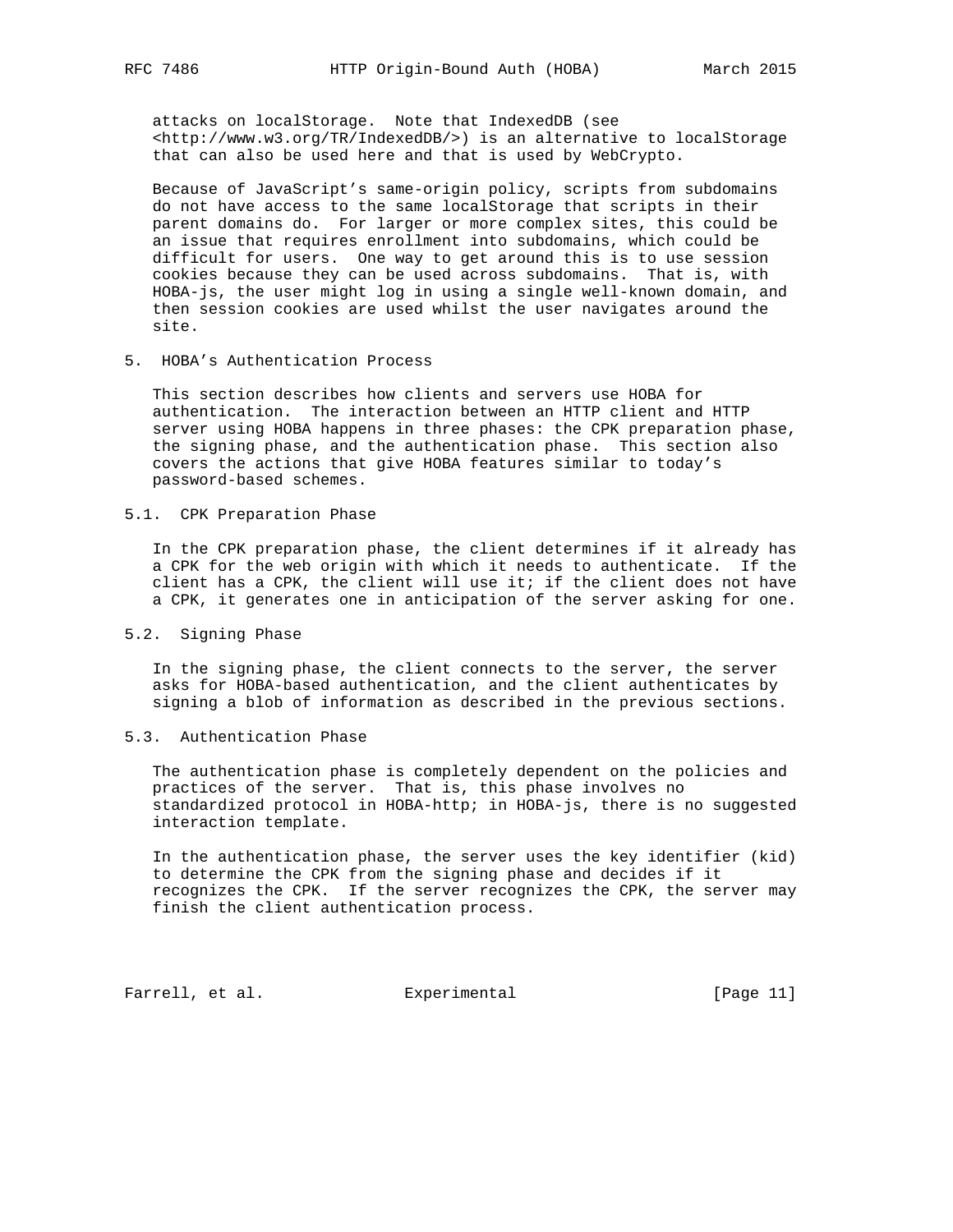attacks on localStorage. Note that IndexedDB (see <http://www.w3.org/TR/IndexedDB/>) is an alternative to localStorage that can also be used here and that is used by WebCrypto.

Because of JavaScript's same-origin policy, scripts from subdomains do not have access to the same localStorage that scripts in their parent domains do. For larger or more complex sites, this could be an issue that requires enrollment into subdomains, which could be difficult for users. One way to get around this is to use session cookies because they can be used across subdomains. That is, with HOBA-js, the user might log in using a single well-known domain, and then session cookies are used whilst the user navigates around the site.

## 5. HOBA's Authentication Process

This section describes how clients and servers use HOBA for authentication. The interaction between an HTTP client and HTTP server using HOBA happens in three phases: the CPK preparation phase, the signing phase, and the authentication phase. This section also covers the actions that give HOBA features similar to today's password-based schemes.

### 5.1. CPK Preparation Phase

In the CPK preparation phase, the client determines if it already has a CPK for the web origin with which it needs to authenticate. If the client has a CPK, the client will use it; if the client does not have a CPK, it generates one in anticipation of the server asking for one.

### 5.2. Signing Phase

In the signing phase, the client connects to the server, the server asks for HOBA-based authentication, and the client authenticates by signing a blob of information as described in the previous sections.

### 5.3. Authentication Phase

The authentication phase is completely dependent on the policies and practices of the server. That is, this phase involves no standardized protocol in HOBA-http; in HOBA-js, there is no suggested interaction template.

In the authentication phase, the server uses the key identifier (kid) to determine the CPK from the signing phase and decides if it recognizes the CPK. If the server recognizes the CPK, the server may finish the client authentication process.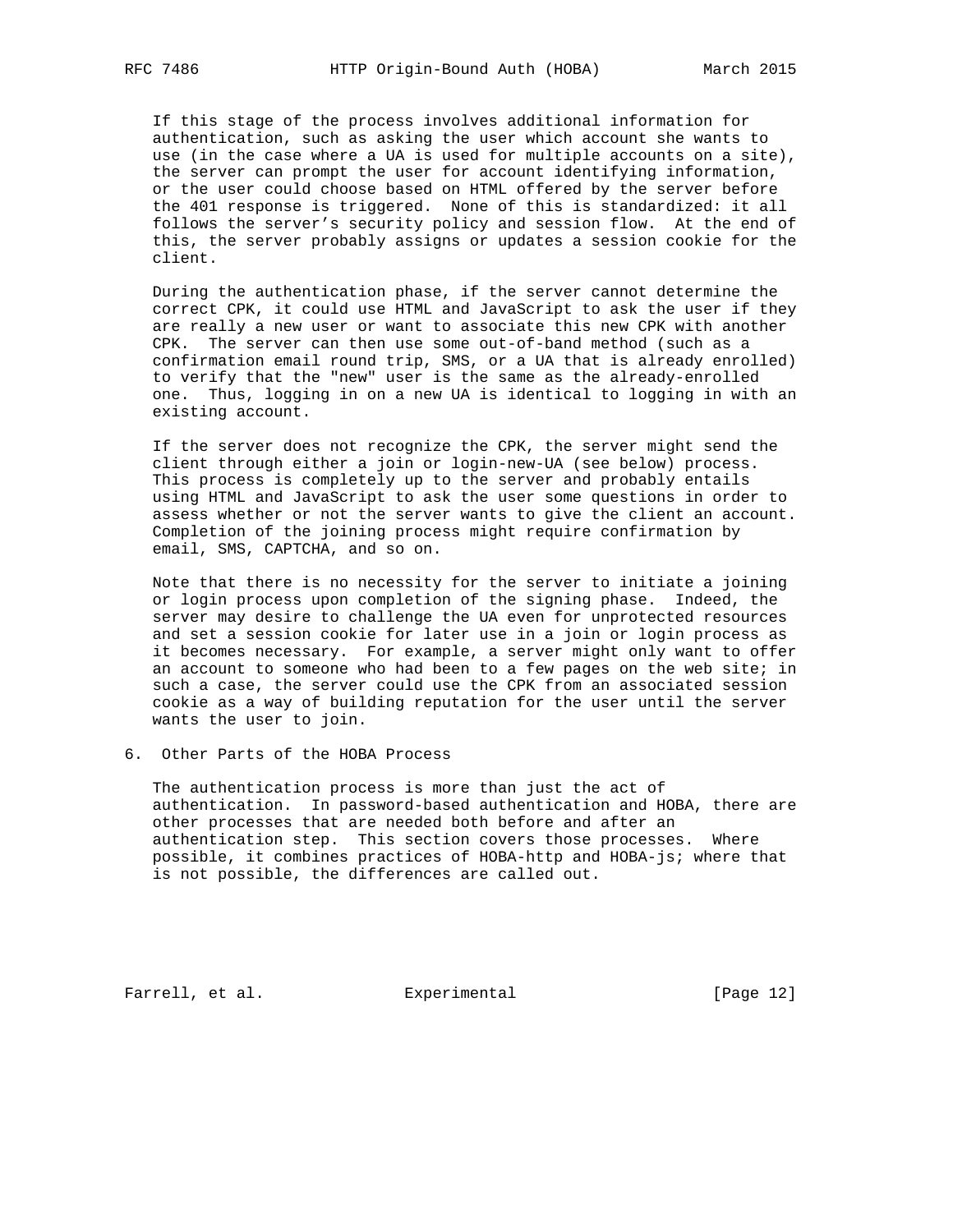If this stage of the process involves additional information for authentication, such as asking the user which account she wants to use (in the case where a UA is used for multiple accounts on a site), the server can prompt the user for account identifying information, or the user could choose based on HTML offered by the server before the 401 response is triggered. None of this is standardized: it all follows the server's security policy and session flow. At the end of this, the server probably assigns or updates a session cookie for the client.

During the authentication phase, if the server cannot determine the correct CPK, it could use HTML and JavaScript to ask the user if they are really a new user or want to associate this new CPK with another CPK. The server can then use some out-of-band method (such as a confirmation email round trip, SMS, or a UA that is already enrolled) to verify that the "new" user is the same as the already-enrolled one. Thus, logging in on a new UA is identical to logging in with an existing account.

If the server does not recognize the CPK, the server might send the client through either a join or login-new-UA (see below) process. This process is completely up to the server and probably entails using HTML and JavaScript to ask the user some questions in order to assess whether or not the server wants to give the client an account. Completion of the joining process might require confirmation by email, SMS, CAPTCHA, and so on.

Note that there is no necessity for the server to initiate a joining or login process upon completion of the signing phase. Indeed, the server may desire to challenge the UA even for unprotected resources and set a session cookie for later use in a join or login process as it becomes necessary. For example, a server might only want to offer an account to someone who had been to a few pages on the web site; in such a case, the server could use the CPK from an associated session cookie as a way of building reputation for the user until the server wants the user to join.

## 6. Other Parts of the HOBA Process

The authentication process is more than just the act of authentication. In password-based authentication and HOBA, there are other processes that are needed both before and after an authentication step. This section covers those processes. Where possible, it combines practices of HOBA-http and HOBA-js; where that is not possible, the differences are called out.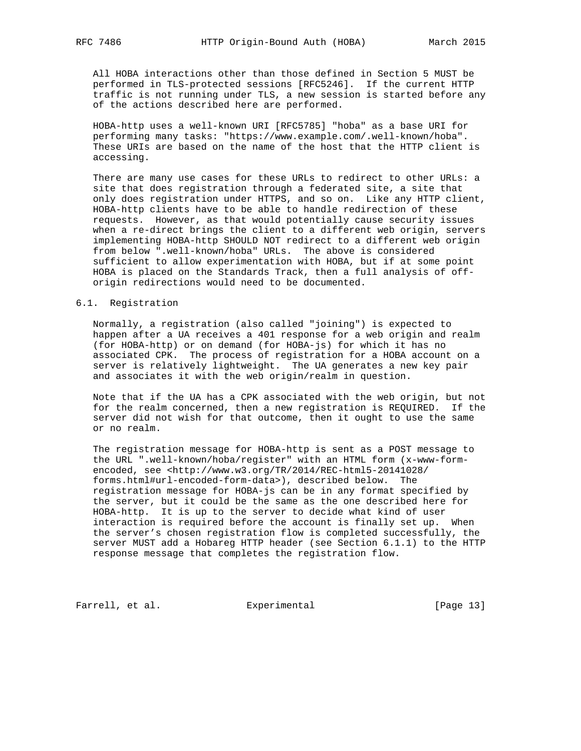All HOBA interactions other than those defined in Section 5 MUST be performed in TLS-protected sessions [RFC5246]. If the current HTTP traffic is not running under TLS, a new session is started before any of the actions described here are performed.

HOBA-http uses a well-known URI [RFC5785] "hoba" as a base URI for performing many tasks: "https://www.example.com/.well-known/hoba". These URIs are based on the name of the host that the HTTP client is accessing.

There are many use cases for these URLs to redirect to other URLs: a site that does registration through a federated site, a site that only does registration under HTTPS, and so on. Like any HTTP client, HOBA-http clients have to be able to handle redirection of these requests. However, as that would potentially cause security issues when a re-direct brings the client to a different web origin, servers implementing HOBA-http SHOULD NOT redirect to a different web origin from below ".well-known/hoba" URLs. The above is considered sufficient to allow experimentation with HOBA, but if at some point HOBA is placed on the Standards Track, then a full analysis of off-origin redirections would need to be documented.

## 6.1. Registration

Normally, a registration (also called "joining") is expected to happen after a UA receives a 401 response for a web origin and realm (for HOBA-http) or on demand (for HOBA-js) for which it has no associated CPK. The process of registration for a HOBA account on a server is relatively lightweight. The UA generates a new key pair and associates it with the web origin/realm in question.

Note that if the UA has a CPK associated with the web origin, but not for the realm concerned, then a new registration is REQUIRED. If the server did not wish for that outcome, then it ought to use the same or no realm.

The registration message for HOBA-http is sent as a POST message to the URL ".well-known/hoba/register" with an HTML form (x-www-form-encoded, see <http://www.w3.org/TR/2014/REC-html5-20141028/forms.html#url-encoded-form-data>), described below. The registration message for HOBA-js can be in any format specified by the server, but it could be the same as the one described here for HOBA-http. It is up to the server to decide what kind of user interaction is required before the account is finally set up. When the server's chosen registration flow is completed successfully, the server MUST add a Hobareg HTTP header (see Section 6.1.1) to the HTTP response message that completes the registration flow.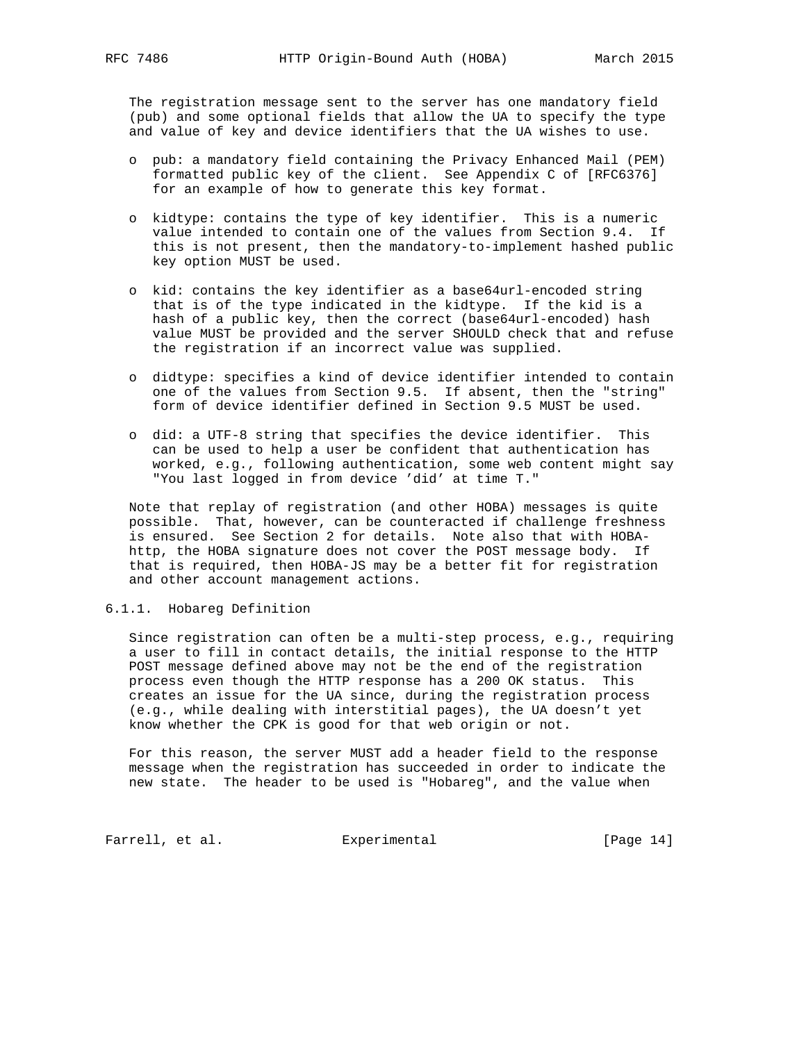The registration message sent to the server has one mandatory field (pub) and some optional fields that allow the UA to specify the type and value of key and device identifiers that the UA wishes to use.

- pub: a mandatory field containing the Privacy Enhanced Mail (PEM) formatted public key of the client. See Appendix C of [RFC6376] for an example of how to generate this key format.
- kidtype: contains the type of key identifier. This is a numeric value intended to contain one of the values from Section 9.4. If this is not present, then the mandatory-to-implement hashed public key option MUST be used.
- kid: contains the key identifier as a base64url-encoded string that is of the type indicated in the kidtype. If the kid is a hash of a public key, then the correct (base64url-encoded) hash value MUST be provided and the server SHOULD check that and refuse the registration if an incorrect value was supplied.
- didtype: specifies a kind of device identifier intended to contain one of the values from Section 9.5. If absent, then the "string" form of device identifier defined in Section 9.5 MUST be used.
- did: a UTF-8 string that specifies the device identifier. This can be used to help a user be confident that authentication has worked, e.g., following authentication, some web content might say "You last logged in from device 'did' at time T."

Note that replay of registration (and other HOBA) messages is quite possible. That, however, can be counteracted if challenge freshness is ensured. See Section 2 for details. Note also that with HOBA-http, the HOBA signature does not cover the POST message body. If that is required, then HOBA-JS may be a better fit for registration and other account management actions.

### 6.1.1. Hobareg Definition

Since registration can often be a multi-step process, e.g., requiring a user to fill in contact details, the initial response to the HTTP POST message defined above may not be the end of the registration process even though the HTTP response has a 200 OK status. This creates an issue for the UA since, during the registration process (e.g., while dealing with interstitial pages), the UA doesn't yet know whether the CPK is good for that web origin or not.

For this reason, the server MUST add a header field to the response message when the registration has succeeded in order to indicate the new state. The header to be used is "Hobareg", and the value when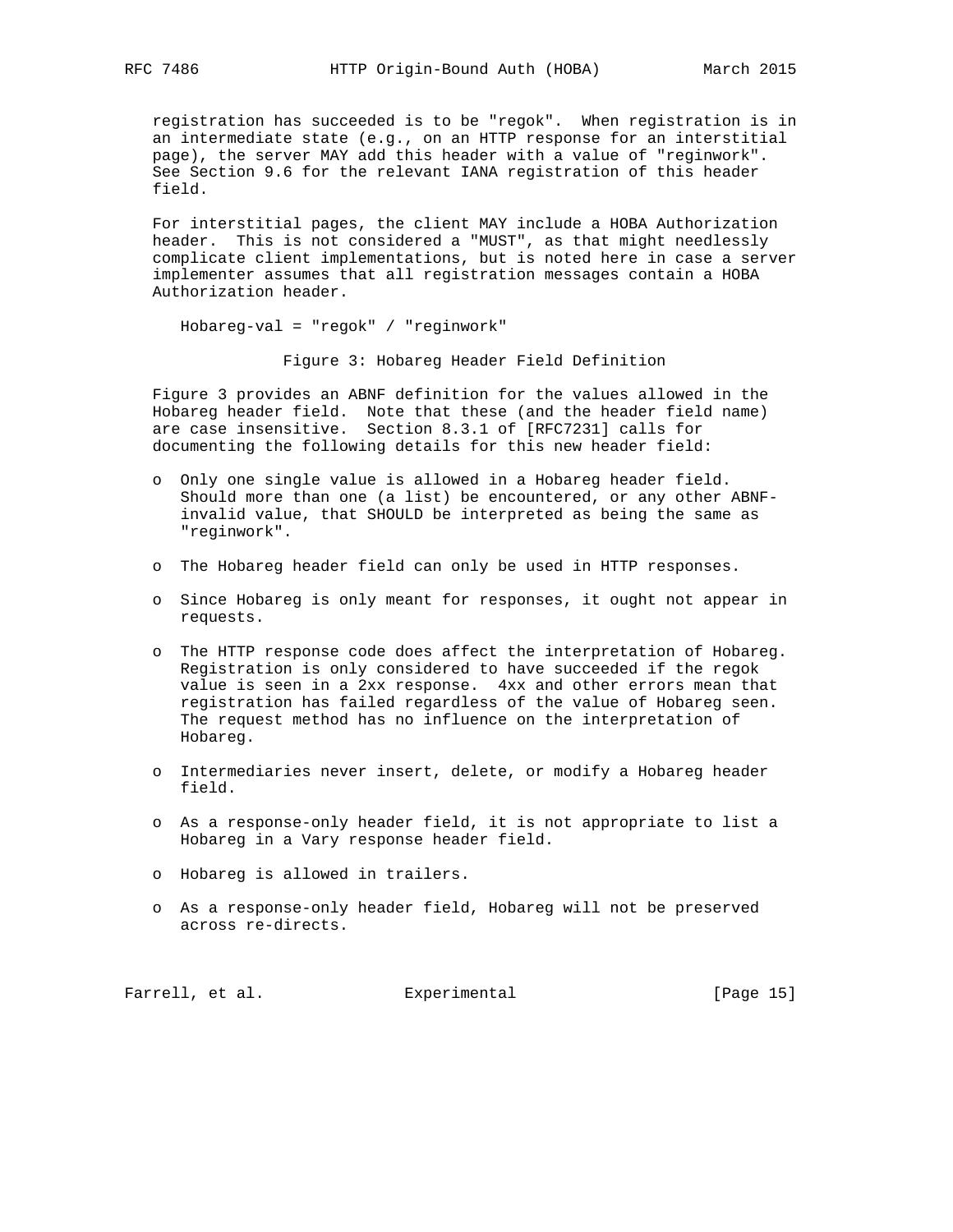registration has succeeded is to be "regok". When registration is in an intermediate state (e.g., on an HTTP response for an interstitial page), the server MAY add this header with a value of "reginwork". See Section 9.6 for the relevant IANA registration of this header field.

For interstitial pages, the client MAY include a HOBA Authorization header. This is not considered a "MUST", as that might needlessly complicate client implementations, but is noted here in case a server implementer assumes that all registration messages contain a HOBA Authorization header.

```
Hobareg-val = "regok" / "reginwork"
```

Figure 3: Hobareg Header Field Definition

Figure 3 provides an ABNF definition for the values allowed in the Hobareg header field. Note that these (and the header field name) are case insensitive. Section 8.3.1 of [RFC7231] calls for documenting the following details for this new header field:

- Only one single value is allowed in a Hobareg header field. Should more than one (a list) be encountered, or any other ABNF-invalid value, that SHOULD be interpreted as being the same as "reginwork".
- The Hobareg header field can only be used in HTTP responses.
- Since Hobareg is only meant for responses, it ought not appear in requests.
- The HTTP response code does affect the interpretation of Hobareg. Registration is only considered to have succeeded if the regok value is seen in a 2xx response. 4xx and other errors mean that registration has failed regardless of the value of Hobareg seen. The request method has no influence on the interpretation of Hobareg.
- Intermediaries never insert, delete, or modify a Hobareg header field.
- As a response-only header field, it is not appropriate to list a Hobareg in a Vary response header field.
- Hobareg is allowed in trailers.
- As a response-only header field, Hobareg will not be preserved across re-directs.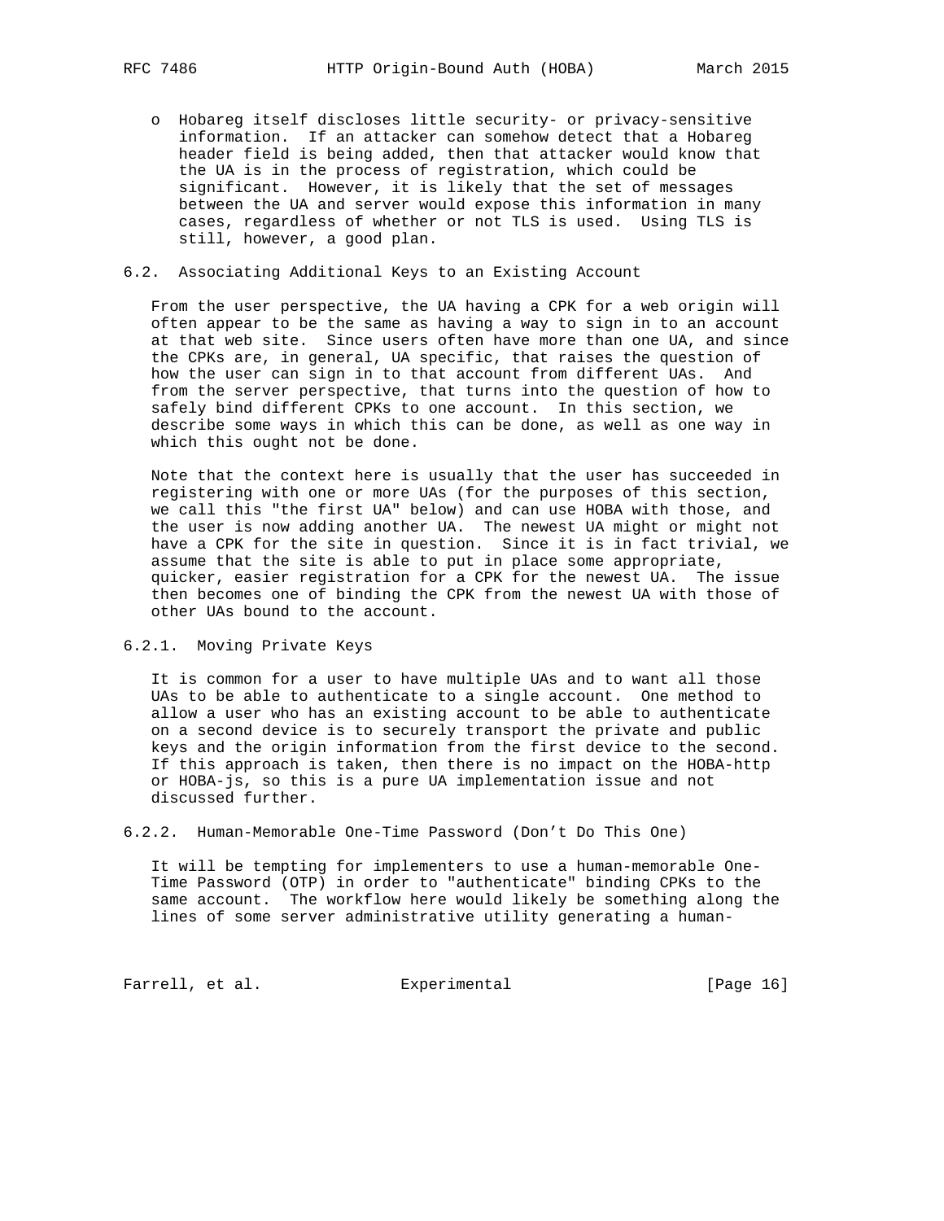- Hobareg itself discloses little security- or privacy-sensitive information. If an attacker can somehow detect that a Hobareg header field is being added, then that attacker would know that the UA is in the process of registration, which could be significant. However, it is likely that the set of messages between the UA and server would expose this information in many cases, regardless of whether or not TLS is used. Using TLS is still, however, a good plan.

### 6.2. Associating Additional Keys to an Existing Account

From the user perspective, the UA having a CPK for a web origin will often appear to be the same as having a way to sign in to an account at that web site. Since users often have more than one UA, and since the CPKs are, in general, UA specific, that raises the question of how the user can sign in to that account from different UAs. And from the server perspective, that turns into the question of how to safely bind different CPKs to one account. In this section, we describe some ways in which this can be done, as well as one way in which this ought not be done.

Note that the context here is usually that the user has succeeded in registering with one or more UAs (for the purposes of this section, we call this "the first UA" below) and can use HOBA with those, and the user is now adding another UA. The newest UA might or might not have a CPK for the site in question. Since it is in fact trivial, we assume that the site is able to put in place some appropriate, quicker, easier registration for a CPK for the newest UA. The issue then becomes one of binding the CPK from the newest UA with those of other UAs bound to the account.

#### 6.2.1. Moving Private Keys

It is common for a user to have multiple UAs and to want all those UAs to be able to authenticate to a single account. One method to allow a user who has an existing account to be able to authenticate on a second device is to securely transport the private and public keys and the origin information from the first device to the second. If this approach is taken, then there is no impact on the HOBA-http or HOBA-js, so this is a pure UA implementation issue and not discussed further.

#### 6.2.2. Human-Memorable One-Time Password (Don't Do This One)

It will be tempting for implementers to use a human-memorable One-Time Password (OTP) in order to "authenticate" binding CPKs to the same account. The workflow here would likely be something along the lines of some server administrative utility generating a human-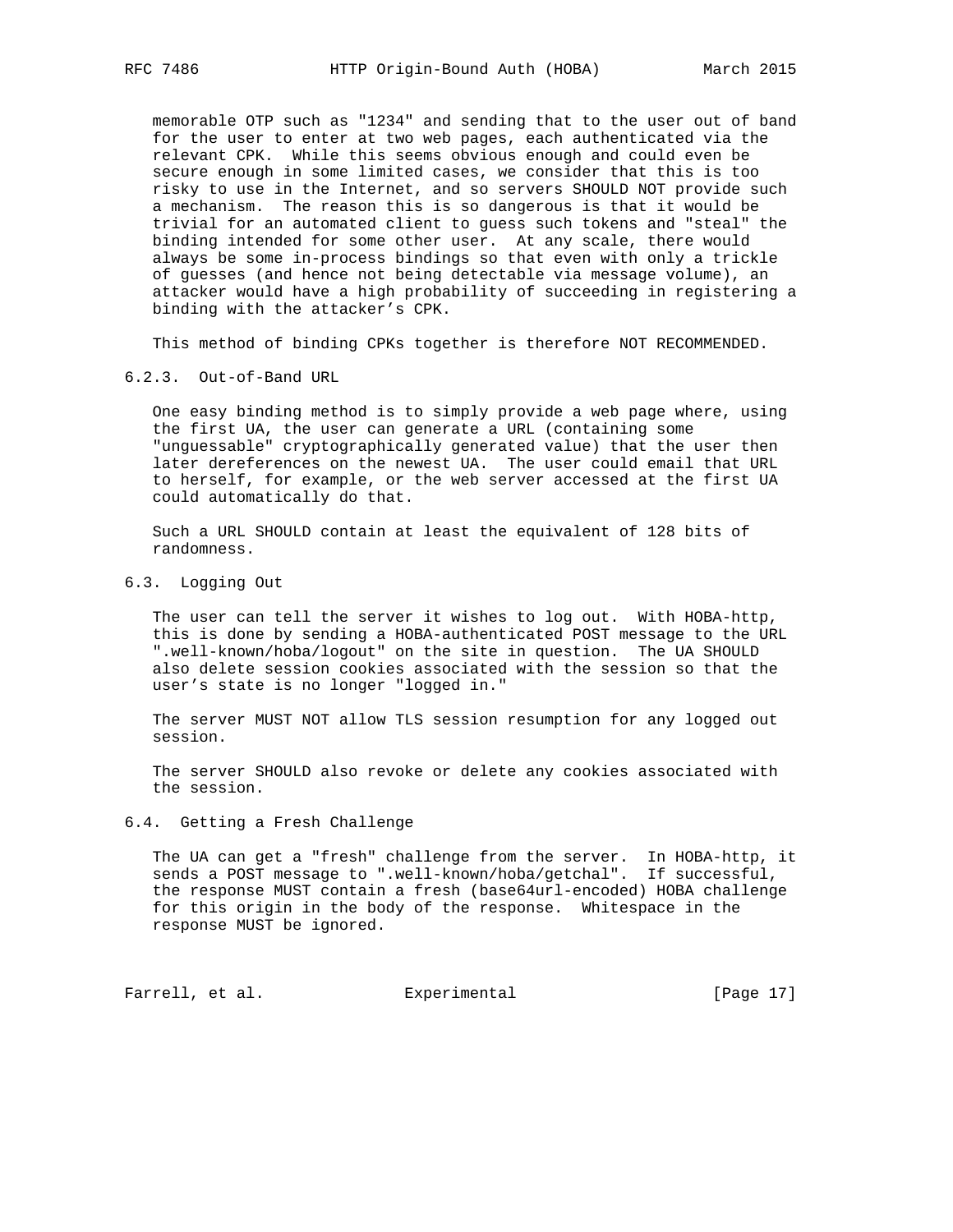memorable OTP such as "1234" and sending that to the user out of band for the user to enter at two web pages, each authenticated via the relevant CPK. While this seems obvious enough and could even be secure enough in some limited cases, we consider that this is too risky to use in the Internet, and so servers SHOULD NOT provide such a mechanism. The reason this is so dangerous is that it would be trivial for an automated client to guess such tokens and "steal" the binding intended for some other user. At any scale, there would always be some in-process bindings so that even with only a trickle of guesses (and hence not being detectable via message volume), an attacker would have a high probability of succeeding in registering a binding with the attacker's CPK.

This method of binding CPKs together is therefore NOT RECOMMENDED.

#### 6.2.3. Out-of-Band URL

One easy binding method is to simply provide a web page where, using the first UA, the user can generate a URL (containing some "unguessable" cryptographically generated value) that the user then later dereferences on the newest UA. The user could email that URL to herself, for example, or the web server accessed at the first UA could automatically do that.

Such a URL SHOULD contain at least the equivalent of 128 bits of randomness.

### 6.3. Logging Out

The user can tell the server it wishes to log out. With HOBA-http, this is done by sending a HOBA-authenticated POST message to the URL ".well-known/hoba/logout" on the site in question. The UA SHOULD also delete session cookies associated with the session so that the user's state is no longer "logged in."

The server MUST NOT allow TLS session resumption for any logged out session.

The server SHOULD also revoke or delete any cookies associated with the session.

### 6.4. Getting a Fresh Challenge

The UA can get a "fresh" challenge from the server. In HOBA-http, it sends a POST message to ".well-known/hoba/getchal". If successful, the response MUST contain a fresh (base64url-encoded) HOBA challenge for this origin in the body of the response. Whitespace in the response MUST be ignored.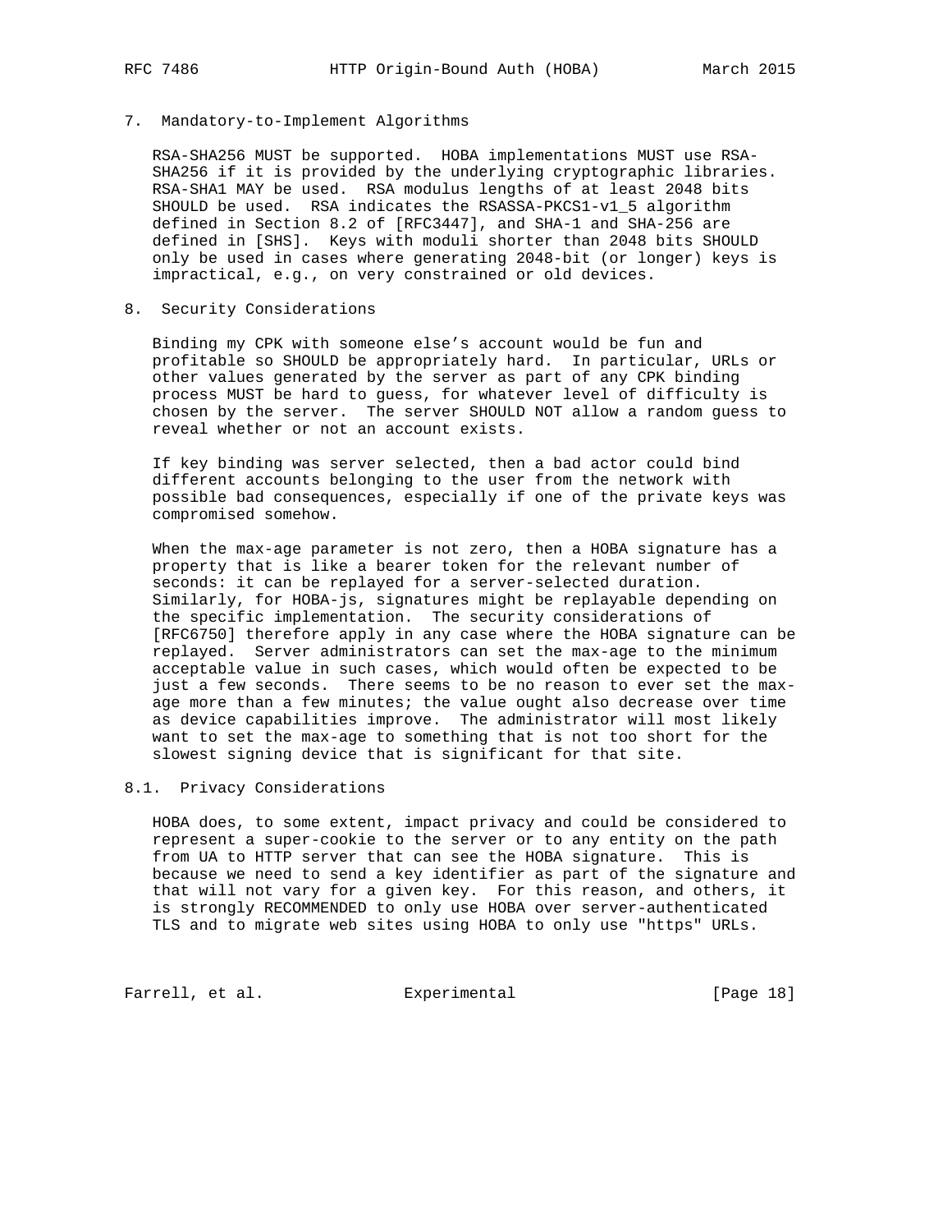## 7. Mandatory-to-Implement Algorithms

RSA-SHA256 MUST be supported. HOBA implementations MUST use RSA-SHA256 if it is provided by the underlying cryptographic libraries. RSA-SHA1 MAY be used. RSA modulus lengths of at least 2048 bits SHOULD be used. RSA indicates the RSASSA-PKCS1-v1_5 algorithm defined in Section 8.2 of [RFC3447], and SHA-1 and SHA-256 are defined in [SHS]. Keys with moduli shorter than 2048 bits SHOULD only be used in cases where generating 2048-bit (or longer) keys is impractical, e.g., on very constrained or old devices.

## 8. Security Considerations

Binding my CPK with someone else's account would be fun and profitable so SHOULD be appropriately hard. In particular, URLs or other values generated by the server as part of any CPK binding process MUST be hard to guess, for whatever level of difficulty is chosen by the server. The server SHOULD NOT allow a random guess to reveal whether or not an account exists.

If key binding was server selected, then a bad actor could bind different accounts belonging to the user from the network with possible bad consequences, especially if one of the private keys was compromised somehow.

When the max-age parameter is not zero, then a HOBA signature has a property that is like a bearer token for the relevant number of seconds: it can be replayed for a server-selected duration. Similarly, for HOBA-js, signatures might be replayable depending on the specific implementation. The security considerations of [RFC6750] therefore apply in any case where the HOBA signature can be replayed. Server administrators can set the max-age to the minimum acceptable value in such cases, which would often be expected to be just a few seconds. There seems to be no reason to ever set the max-age more than a few minutes; the value ought also decrease over time as device capabilities improve. The administrator will most likely want to set the max-age to something that is not too short for the slowest signing device that is significant for that site.

### 8.1. Privacy Considerations

HOBA does, to some extent, impact privacy and could be considered to represent a super-cookie to the server or to any entity on the path from UA to HTTP server that can see the HOBA signature. This is because we need to send a key identifier as part of the signature and that will not vary for a given key. For this reason, and others, it is strongly RECOMMENDED to only use HOBA over server-authenticated TLS and to migrate web sites using HOBA to only use "https" URLs.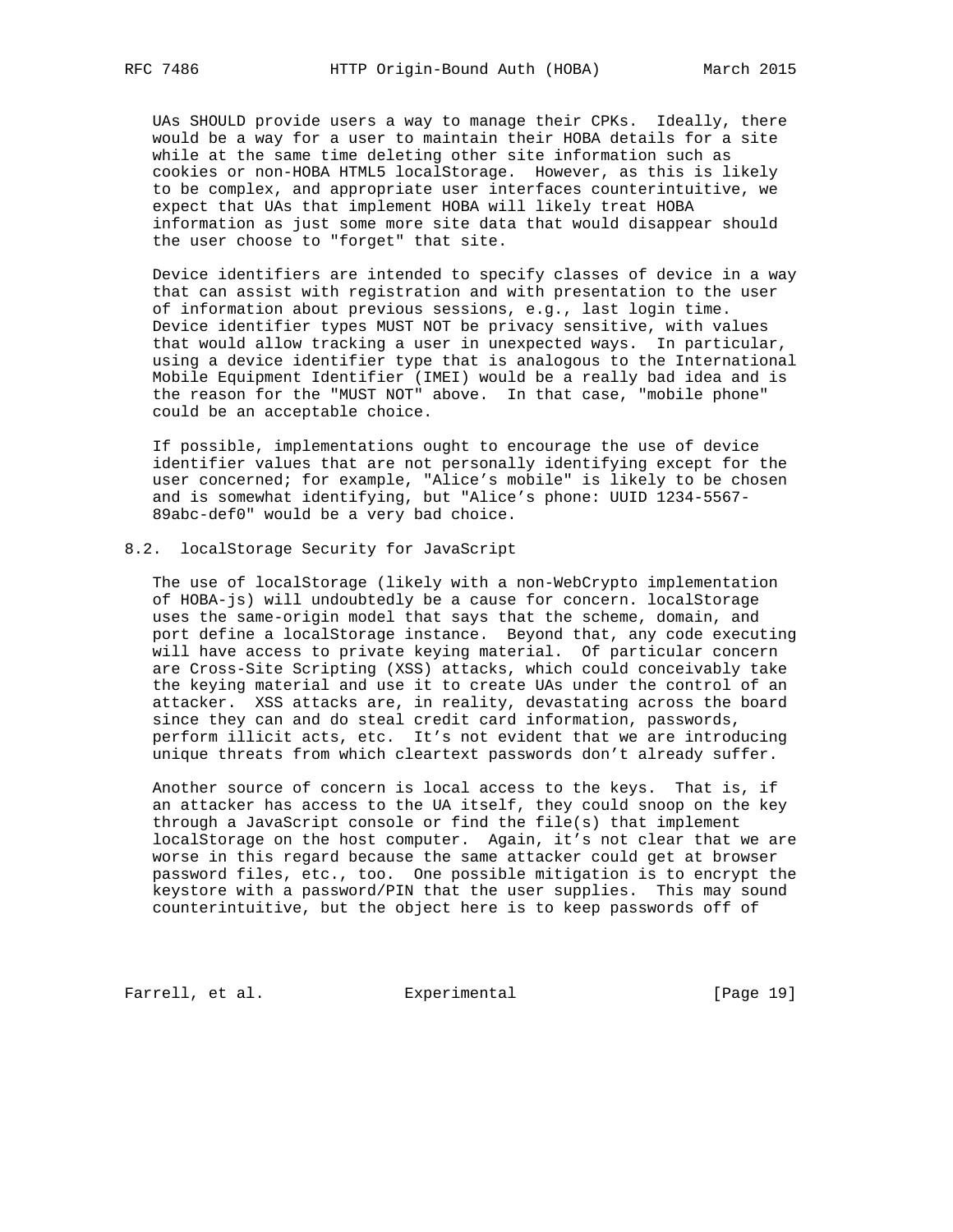UAs SHOULD provide users a way to manage their CPKs. Ideally, there would be a way for a user to maintain their HOBA details for a site while at the same time deleting other site information such as cookies or non-HOBA HTML5 localStorage. However, as this is likely to be complex, and appropriate user interfaces counterintuitive, we expect that UAs that implement HOBA will likely treat HOBA information as just some more site data that would disappear should the user choose to "forget" that site.

Device identifiers are intended to specify classes of device in a way that can assist with registration and with presentation to the user of information about previous sessions, e.g., last login time. Device identifier types MUST NOT be privacy sensitive, with values that would allow tracking a user in unexpected ways. In particular, using a device identifier type that is analogous to the International Mobile Equipment Identifier (IMEI) would be a really bad idea and is the reason for the "MUST NOT" above. In that case, "mobile phone" could be an acceptable choice.

If possible, implementations ought to encourage the use of device identifier values that are not personally identifying except for the user concerned; for example, "Alice's mobile" is likely to be chosen and is somewhat identifying, but "Alice's phone: UUID 1234-5567-89abc-def0" would be a very bad choice.

## 8.2. localStorage Security for JavaScript

The use of localStorage (likely with a non-WebCrypto implementation of HOBA-js) will undoubtedly be a cause for concern. localStorage uses the same-origin model that says that the scheme, domain, and port define a localStorage instance. Beyond that, any code executing will have access to private keying material. Of particular concern are Cross-Site Scripting (XSS) attacks, which could conceivably take the keying material and use it to create UAs under the control of an attacker. XSS attacks are, in reality, devastating across the board since they can and do steal credit card information, passwords, perform illicit acts, etc. It's not evident that we are introducing unique threats from which cleartext passwords don't already suffer.

Another source of concern is local access to the keys. That is, if an attacker has access to the UA itself, they could snoop on the key through a JavaScript console or find the file(s) that implement localStorage on the host computer. Again, it's not clear that we are worse in this regard because the same attacker could get at browser password files, etc., too. One possible mitigation is to encrypt the keystore with a password/PIN that the user supplies. This may sound counterintuitive, but the object here is to keep passwords off of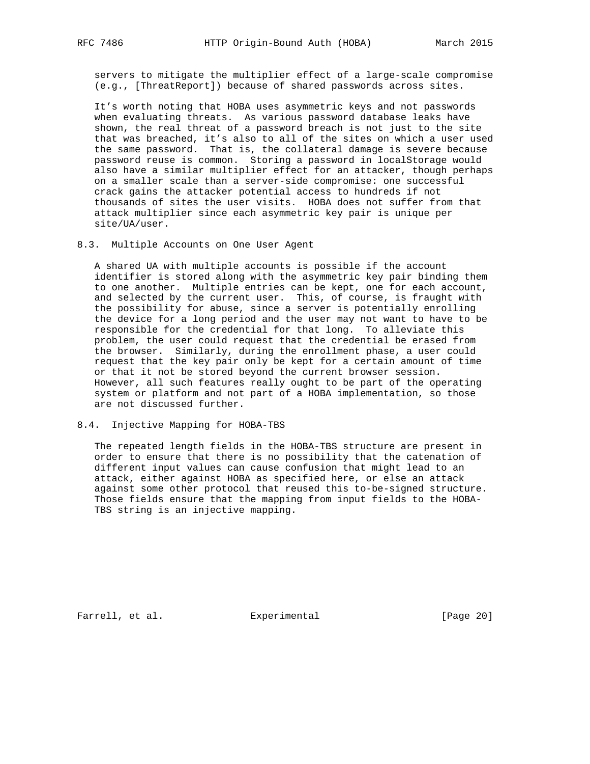servers to mitigate the multiplier effect of a large-scale compromise (e.g., [ThreatReport]) because of shared passwords across sites.

It's worth noting that HOBA uses asymmetric keys and not passwords when evaluating threats. As various password database leaks have shown, the real threat of a password breach is not just to the site that was breached, it's also to all of the sites on which a user used the same password. That is, the collateral damage is severe because password reuse is common. Storing a password in localStorage would also have a similar multiplier effect for an attacker, though perhaps on a smaller scale than a server-side compromise: one successful crack gains the attacker potential access to hundreds if not thousands of sites the user visits. HOBA does not suffer from that attack multiplier since each asymmetric key pair is unique per site/UA/user.

## 8.3. Multiple Accounts on One User Agent

A shared UA with multiple accounts is possible if the account identifier is stored along with the asymmetric key pair binding them to one another. Multiple entries can be kept, one for each account, and selected by the current user. This, of course, is fraught with the possibility for abuse, since a server is potentially enrolling the device for a long period and the user may not want to have to be responsible for the credential for that long. To alleviate this problem, the user could request that the credential be erased from the browser. Similarly, during the enrollment phase, a user could request that the key pair only be kept for a certain amount of time or that it not be stored beyond the current browser session. However, all such features really ought to be part of the operating system or platform and not part of a HOBA implementation, so those are not discussed further.

## 8.4. Injective Mapping for HOBA-TBS

The repeated length fields in the HOBA-TBS structure are present in order to ensure that there is no possibility that the catenation of different input values can cause confusion that might lead to an attack, either against HOBA as specified here, or else an attack against some other protocol that reused this to-be-signed structure. Those fields ensure that the mapping from input fields to the HOBA-TBS string is an injective mapping.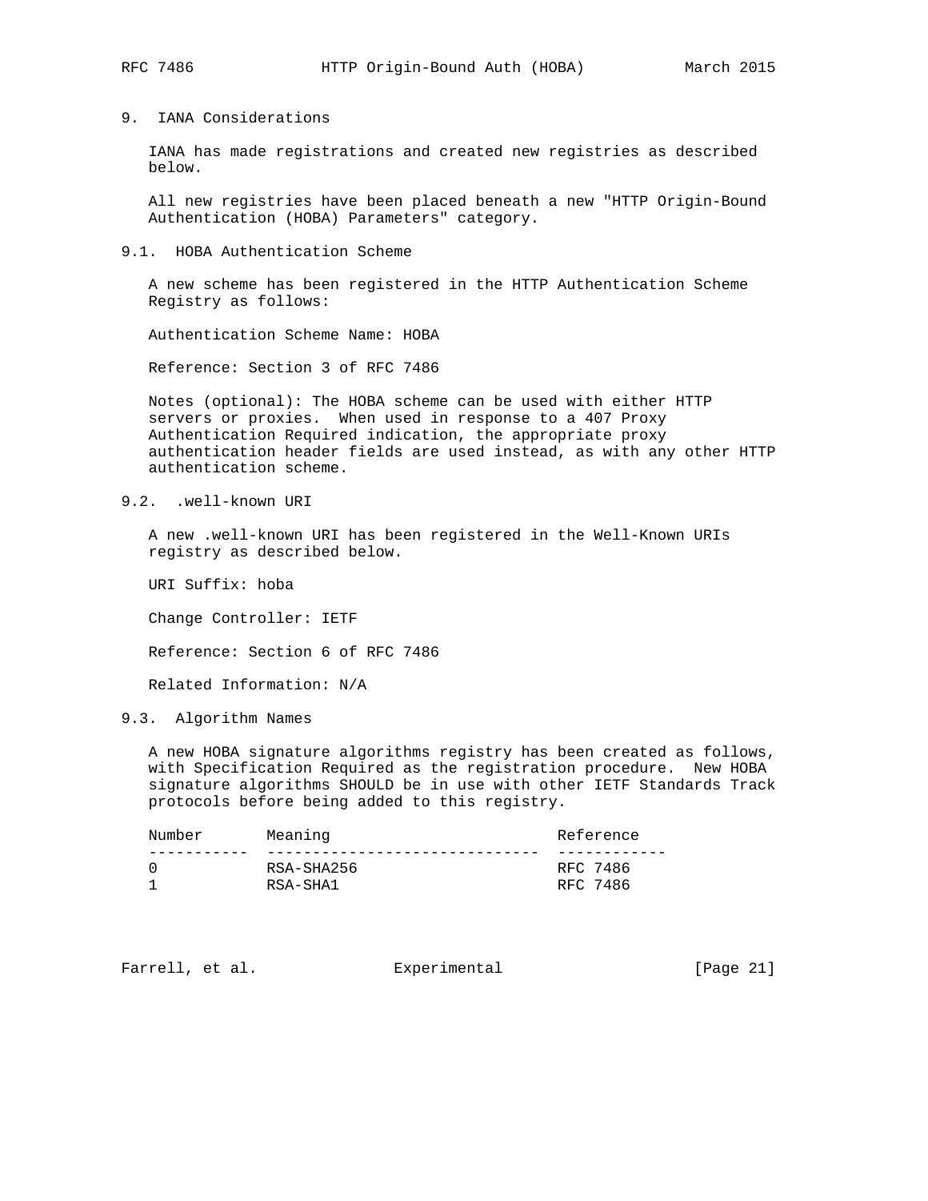# 9. IANA Considerations

IANA has made registrations and created new registries as described below.

All new registries have been placed beneath a new "HTTP Origin-Bound Authentication (HOBA) Parameters" category.

## 9.1. HOBA Authentication Scheme

A new scheme has been registered in the HTTP Authentication Scheme Registry as follows:

Authentication Scheme Name: HOBA

Reference: Section 3 of RFC 7486

Notes (optional): The HOBA scheme can be used with either HTTP servers or proxies. When used in response to a 407 Proxy Authentication Required indication, the appropriate proxy authentication header fields are used instead, as with any other HTTP authentication scheme.

## 9.2. .well-known URI

A new .well-known URI has been registered in the Well-Known URIs registry as described below.

URI Suffix: hoba

Change Controller: IETF

Reference: Section 6 of RFC 7486

Related Information: N/A

## 9.3. Algorithm Names

A new HOBA signature algorithms registry has been created as follows, with Specification Required as the registration procedure. New HOBA signature algorithms SHOULD be in use with other IETF Standards Track protocols before being added to this registry.

| Number | Meaning | Reference |
|---|---|---|
| 0 | RSA-SHA256 | RFC 7486 |
| 1 | RSA-SHA1 | RFC 7486 |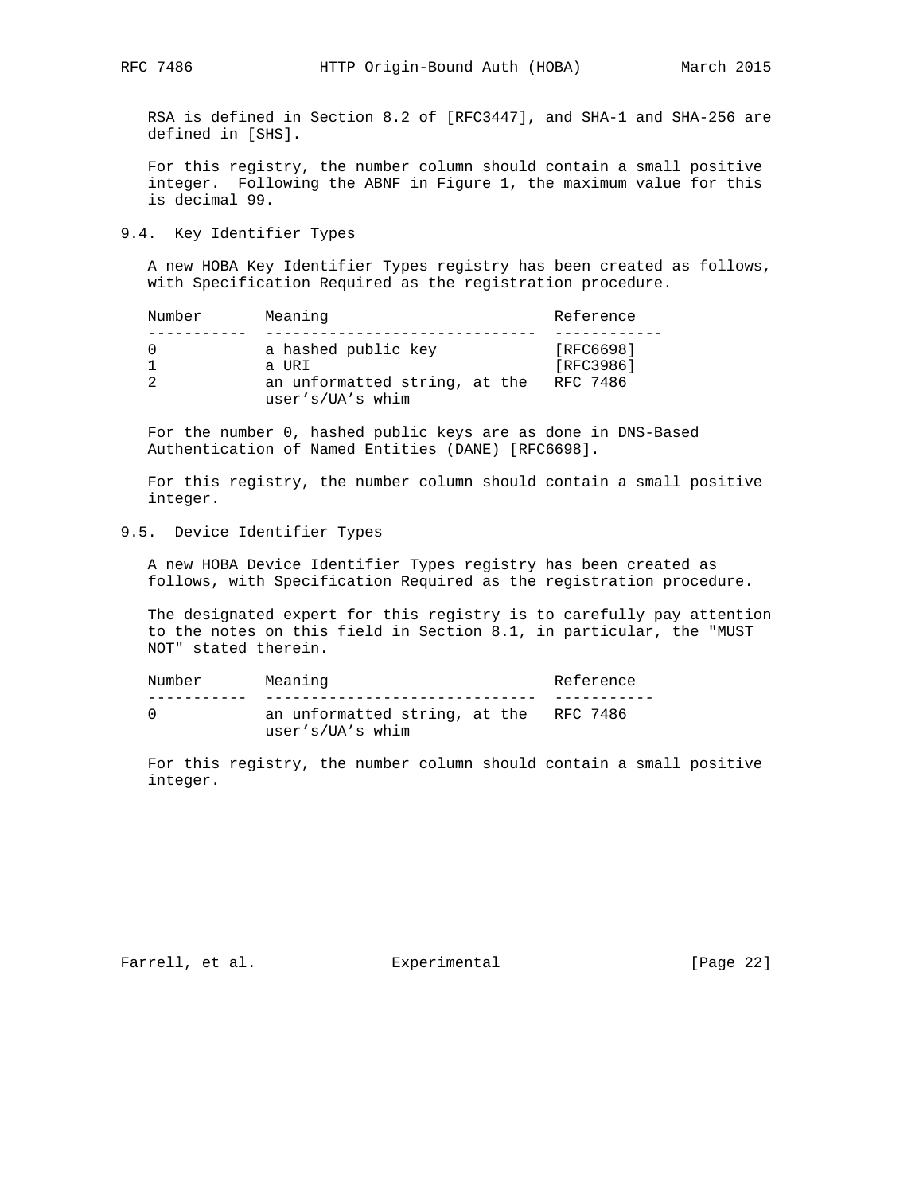RSA is defined in Section 8.2 of [RFC3447], and SHA-1 and SHA-256 are defined in [SHS].

For this registry, the number column should contain a small positive integer. Following the ABNF in Figure 1, the maximum value for this is decimal 99.

### 9.4. Key Identifier Types

A new HOBA Key Identifier Types registry has been created as follows, with Specification Required as the registration procedure.

| Number | Meaning | Reference |
|---|---|---|
| 0 | a hashed public key | [RFC6698] |
| 1 | a URI | [RFC3986] |
| 2 | an unformatted string, at the user's/UA's whim | RFC 7486 |

For the number 0, hashed public keys are as done in DNS-Based Authentication of Named Entities (DANE) [RFC6698].

For this registry, the number column should contain a small positive integer.

### 9.5. Device Identifier Types

A new HOBA Device Identifier Types registry has been created as follows, with Specification Required as the registration procedure.

The designated expert for this registry is to carefully pay attention to the notes on this field in Section 8.1, in particular, the "MUST NOT" stated therein.

| Number | Meaning | Reference |
|---|---|---|
| 0 | an unformatted string, at the user's/UA's whim | RFC 7486 |

For this registry, the number column should contain a small positive integer.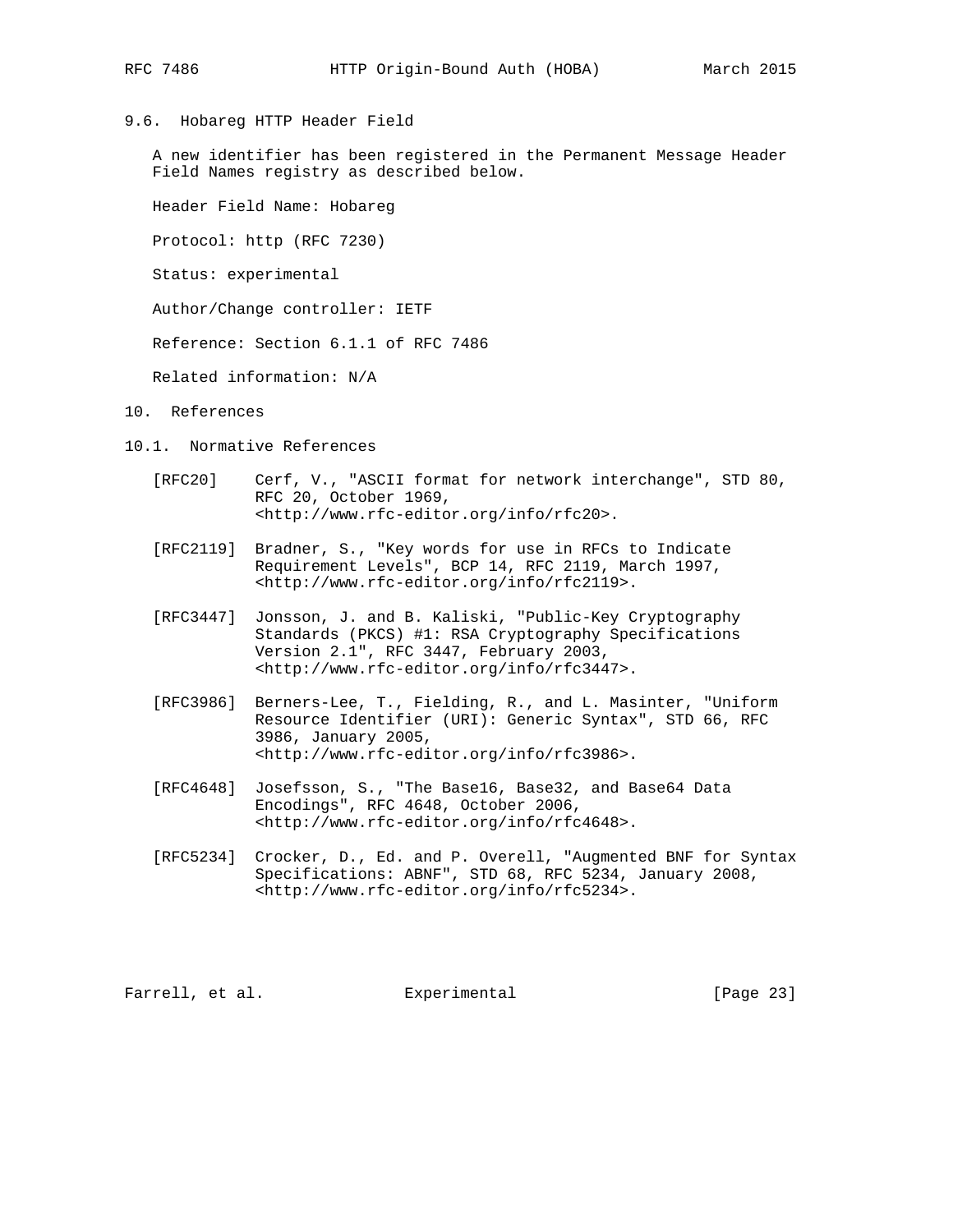## 9.6. Hobareg HTTP Header Field

A new identifier has been registered in the Permanent Message Header Field Names registry as described below.

Header Field Name: Hobareg

Protocol: http (RFC 7230)

Status: experimental

Author/Change controller: IETF

Reference: Section 6.1.1 of RFC 7486

Related information: N/A

# 10. References

## 10.1. Normative References

[RFC20] Cerf, V., "ASCII format for network interchange", STD 80, RFC 20, October 1969, <http://www.rfc-editor.org/info/rfc20>.

[RFC2119] Bradner, S., "Key words for use in RFCs to Indicate Requirement Levels", BCP 14, RFC 2119, March 1997, <http://www.rfc-editor.org/info/rfc2119>.

[RFC3447] Jonsson, J. and B. Kaliski, "Public-Key Cryptography Standards (PKCS) #1: RSA Cryptography Specifications Version 2.1", RFC 3447, February 2003, <http://www.rfc-editor.org/info/rfc3447>.

[RFC3986] Berners-Lee, T., Fielding, R., and L. Masinter, "Uniform Resource Identifier (URI): Generic Syntax", STD 66, RFC 3986, January 2005, <http://www.rfc-editor.org/info/rfc3986>.

[RFC4648] Josefsson, S., "The Base16, Base32, and Base64 Data Encodings", RFC 4648, October 2006, <http://www.rfc-editor.org/info/rfc4648>.

[RFC5234] Crocker, D., Ed. and P. Overell, "Augmented BNF for Syntax Specifications: ABNF", STD 68, RFC 5234, January 2008, <http://www.rfc-editor.org/info/rfc5234>.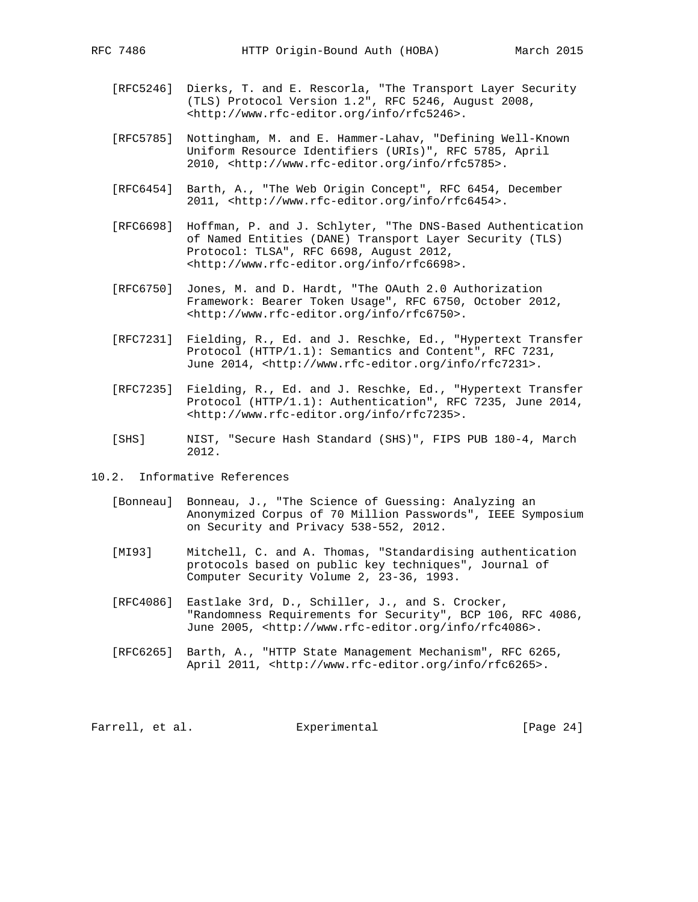[RFC5246] Dierks, T. and E. Rescorla, "The Transport Layer Security (TLS) Protocol Version 1.2", RFC 5246, August 2008, <http://www.rfc-editor.org/info/rfc5246>.

[RFC5785] Nottingham, M. and E. Hammer-Lahav, "Defining Well-Known Uniform Resource Identifiers (URIs)", RFC 5785, April 2010, <http://www.rfc-editor.org/info/rfc5785>.

[RFC6454] Barth, A., "The Web Origin Concept", RFC 6454, December 2011, <http://www.rfc-editor.org/info/rfc6454>.

[RFC6698] Hoffman, P. and J. Schlyter, "The DNS-Based Authentication of Named Entities (DANE) Transport Layer Security (TLS) Protocol: TLSA", RFC 6698, August 2012, <http://www.rfc-editor.org/info/rfc6698>.

[RFC6750] Jones, M. and D. Hardt, "The OAuth 2.0 Authorization Framework: Bearer Token Usage", RFC 6750, October 2012, <http://www.rfc-editor.org/info/rfc6750>.

[RFC7231] Fielding, R., Ed. and J. Reschke, Ed., "Hypertext Transfer Protocol (HTTP/1.1): Semantics and Content", RFC 7231, June 2014, <http://www.rfc-editor.org/info/rfc7231>.

[RFC7235] Fielding, R., Ed. and J. Reschke, Ed., "Hypertext Transfer Protocol (HTTP/1.1): Authentication", RFC 7235, June 2014, <http://www.rfc-editor.org/info/rfc7235>.

[SHS] NIST, "Secure Hash Standard (SHS)", FIPS PUB 180-4, March 2012.

## 10.2. Informative References

[Bonneau] Bonneau, J., "The Science of Guessing: Analyzing an Anonymized Corpus of 70 Million Passwords", IEEE Symposium on Security and Privacy 538-552, 2012.

[MI93] Mitchell, C. and A. Thomas, "Standardising authentication protocols based on public key techniques", Journal of Computer Security Volume 2, 23-36, 1993.

[RFC4086] Eastlake 3rd, D., Schiller, J., and S. Crocker, "Randomness Requirements for Security", BCP 106, RFC 4086, June 2005, <http://www.rfc-editor.org/info/rfc4086>.

[RFC6265] Barth, A., "HTTP State Management Mechanism", RFC 6265, April 2011, <http://www.rfc-editor.org/info/rfc6265>.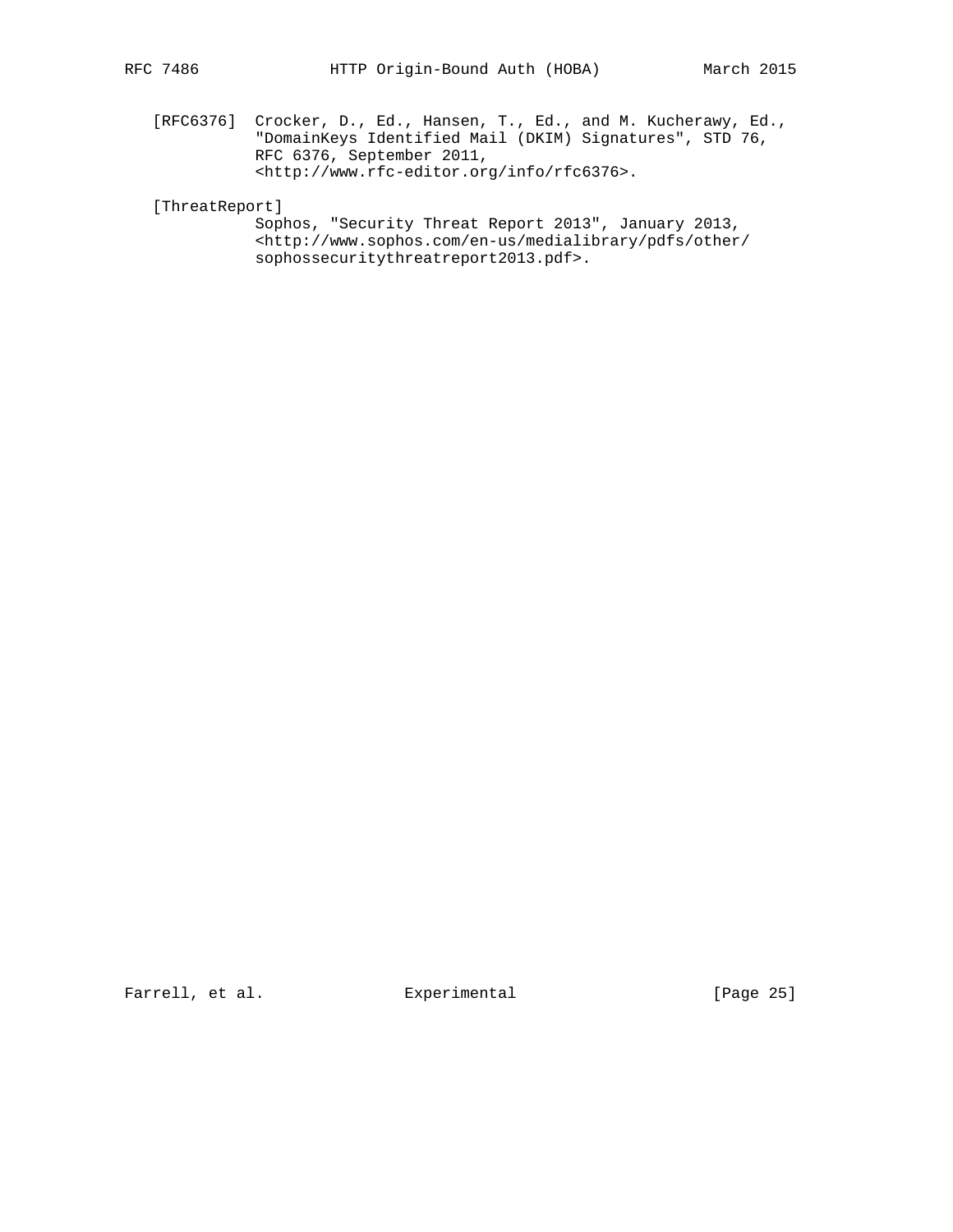[RFC6376] Crocker, D., Ed., Hansen, T., Ed., and M. Kucherawy, Ed., "DomainKeys Identified Mail (DKIM) Signatures", STD 76, RFC 6376, September 2011, <http://www.rfc-editor.org/info/rfc6376>.

[ThreatReport] Sophos, "Security Threat Report 2013", January 2013, <http://www.sophos.com/en-us/medialibrary/pdfs/other/sophossecuritythreatreport2013.pdf>.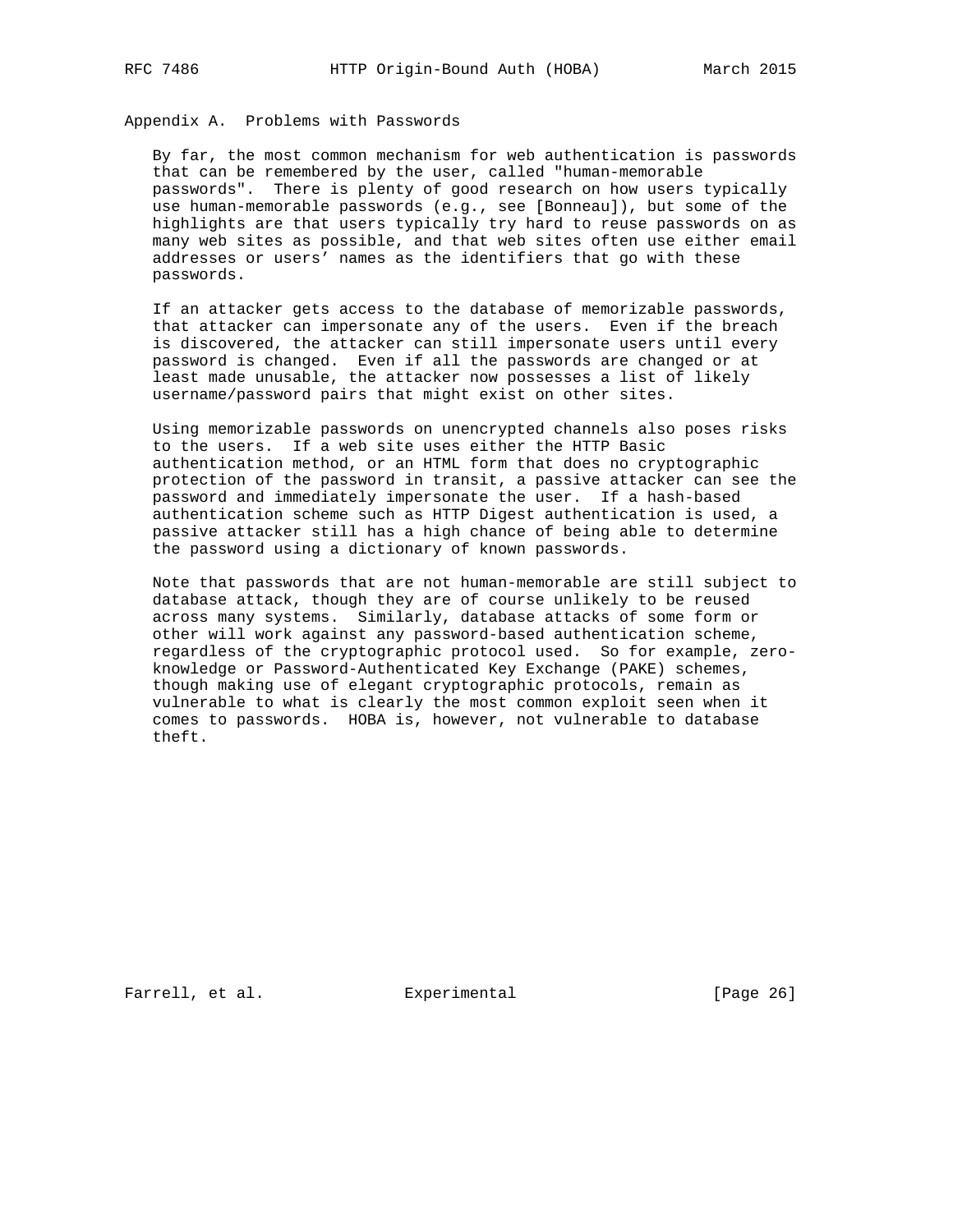## Appendix A. Problems with Passwords

By far, the most common mechanism for web authentication is passwords that can be remembered by the user, called "human-memorable passwords". There is plenty of good research on how users typically use human-memorable passwords (e.g., see [Bonneau]), but some of the highlights are that users typically try hard to reuse passwords on as many web sites as possible, and that web sites often use either email addresses or users' names as the identifiers that go with these passwords.

If an attacker gets access to the database of memorizable passwords, that attacker can impersonate any of the users. Even if the breach is discovered, the attacker can still impersonate users until every password is changed. Even if all the passwords are changed or at least made unusable, the attacker now possesses a list of likely username/password pairs that might exist on other sites.

Using memorizable passwords on unencrypted channels also poses risks to the users. If a web site uses either the HTTP Basic authentication method, or an HTML form that does no cryptographic protection of the password in transit, a passive attacker can see the password and immediately impersonate the user. If a hash-based authentication scheme such as HTTP Digest authentication is used, a passive attacker still has a high chance of being able to determine the password using a dictionary of known passwords.

Note that passwords that are not human-memorable are still subject to database attack, though they are of course unlikely to be reused across many systems. Similarly, database attacks of some form or other will work against any password-based authentication scheme, regardless of the cryptographic protocol used. So for example, zero-knowledge or Password-Authenticated Key Exchange (PAKE) schemes, though making use of elegant cryptographic protocols, remain as vulnerable to what is clearly the most common exploit seen when it comes to passwords. HOBA is, however, not vulnerable to database theft.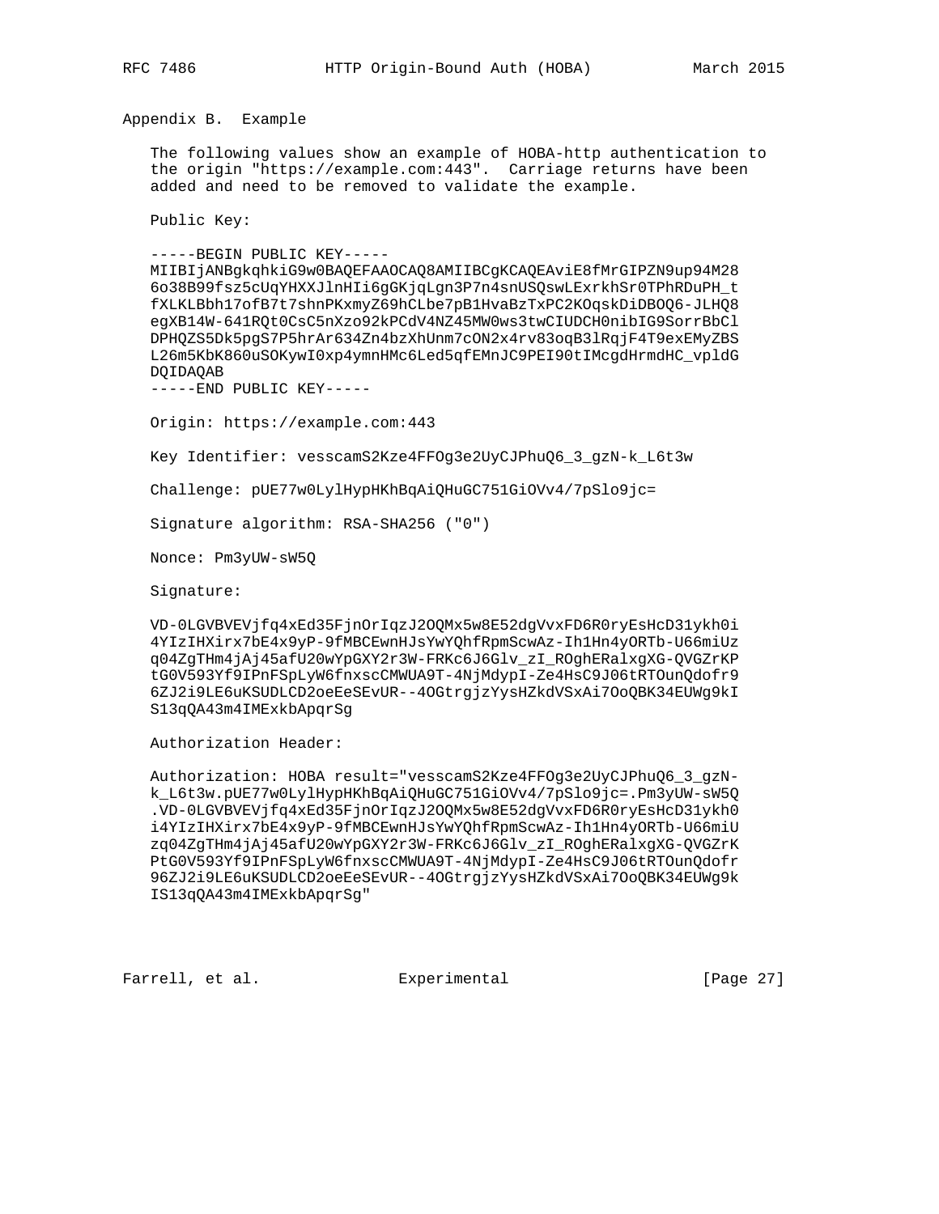## Appendix B. Example

The following values show an example of HOBA-http authentication to the origin "https://example.com:443". Carriage returns have been added and need to be removed to validate the example.

Public Key:

```
-----BEGIN PUBLIC KEY-----
MIIBIjANBgkqhkiG9w0BAQEFAAOCAQ8AMIIBCgKCAQEAviE8fMrGIPZN9up94M28
6o38B99fsz5cUqYHXXJlnHIi6gGKjqLgn3P7n4snUSQswLExrkhSr0TPhRDuPH_t
fXLKLBbh17ofB7t7shnPKxmyZ69hCLbe7pB1HvaBzTxPC2KOqskDiDBOQ6-JLHQ8
egXB14W-641RQt0CsC5nXzo92kPCdV4NZ45MW0ws3twCIUDCH0nibIG9SorrBbCl
DPHQZS5Dk5pgS7P5hrAr634Zn4bzXhUnm7cON2x4rv83oqB3lRqjF4T9exEMyZBS
L26m5KbK860uSOKywI0xp4ymnHMc6Led5qfEMnJC9PEI90tIMcgdHrmdHC_vpldG
DQIDAQAB
-----END PUBLIC KEY-----
```

Origin: https://example.com:443

Key Identifier: vesscamS2Kze4FFOg3e2UyCJPhuQ6_3_gzN-k_L6t3w

Challenge: pUE77w0LylHypHKhBqAiQHuGC751GiOVv4/7pSlo9jc=

Signature algorithm: RSA-SHA256 ("0")

Nonce: Pm3yUW-sW5Q

Signature:

```
VD-0LGVBVEVjfq4xEd35FjnOrIqzJ2OQMx5w8E52dgVvxFD6R0ryEsHcD31ykh0i
4YIzIHXirx7bE4x9yP-9fMBCEwnHJsYwYQhfRpmScwAz-Ih1Hn4yORTb-U66miUz
q04ZgTHm4jAj45afU20wYpGXY2r3W-FRKc6J6Glv_zI_ROghERalxgXG-QVGZrKP
tG0V593Yf9IPnFSpLyW6fnxscCMWUA9T-4NjMdypI-Ze4HsC9J06tRTOunQdofr9
6ZJ2i9LE6uKSUDLCD2oeEeSEvUR--4OGtrgjzYysHZkdVSxAi7OoQBK34EUWg9kI
S13qQA43m4IMExkbApqrSg
```

Authorization Header:

```
Authorization: HOBA result="vesscamS2Kze4FFOg3e2UyCJPhuQ6_3_gzN-
k_L6t3w.pUE77w0LylHypHKhBqAiQHuGC751GiOVv4/7pSlo9jc=.Pm3yUW-sW5Q
.VD-0LGVBVEVjfq4xEd35FjnOrIqzJ2OQMx5w8E52dgVvxFD6R0ryEsHcD31ykh0
i4YIzIHXirx7bE4x9yP-9fMBCEwnHJsYwYQhfRpmScwAz-Ih1Hn4yORTb-U66miU
zq04ZgTHm4jAj45afU20wYpGXY2r3W-FRKc6J6Glv_zI_ROghERalxgXG-QVGZrK
PtG0V593Yf9IPnFSpLyW6fnxscCMWUA9T-4NjMdypI-Ze4HsC9J06tRTOunQdofr
96ZJ2i9LE6uKSUDLCD2oeEeSEvUR--4OGtrgjzYysHZkdVSxAi7OoQBK34EUWg9k
IS13qQA43m4IMExkbApqrSg"
```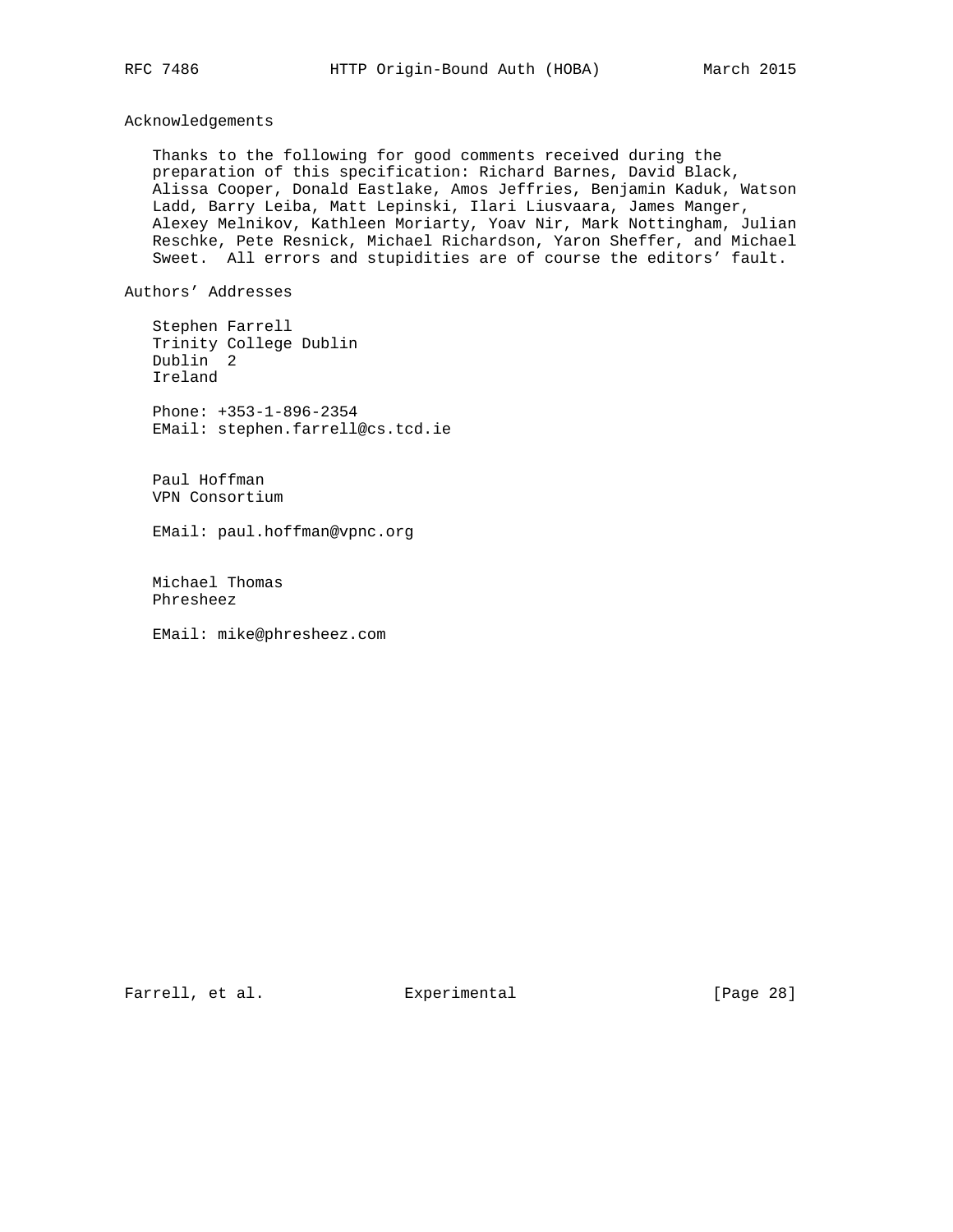## Acknowledgements

Thanks to the following for good comments received during the preparation of this specification: Richard Barnes, David Black, Alissa Cooper, Donald Eastlake, Amos Jeffries, Benjamin Kaduk, Watson Ladd, Barry Leiba, Matt Lepinski, Ilari Liusvaara, James Manger, Alexey Melnikov, Kathleen Moriarty, Yoav Nir, Mark Nottingham, Julian Reschke, Pete Resnick, Michael Richardson, Yaron Sheffer, and Michael Sweet. All errors and stupidities are of course the editors' fault.

## Authors' Addresses

Stephen Farrell
Trinity College Dublin
Dublin 2
Ireland

Phone: +353-1-896-2354
EMail: stephen.farrell@cs.tcd.ie

Paul Hoffman
VPN Consortium

EMail: paul.hoffman@vpnc.org

Michael Thomas
Phresheez

EMail: mike@phresheez.com